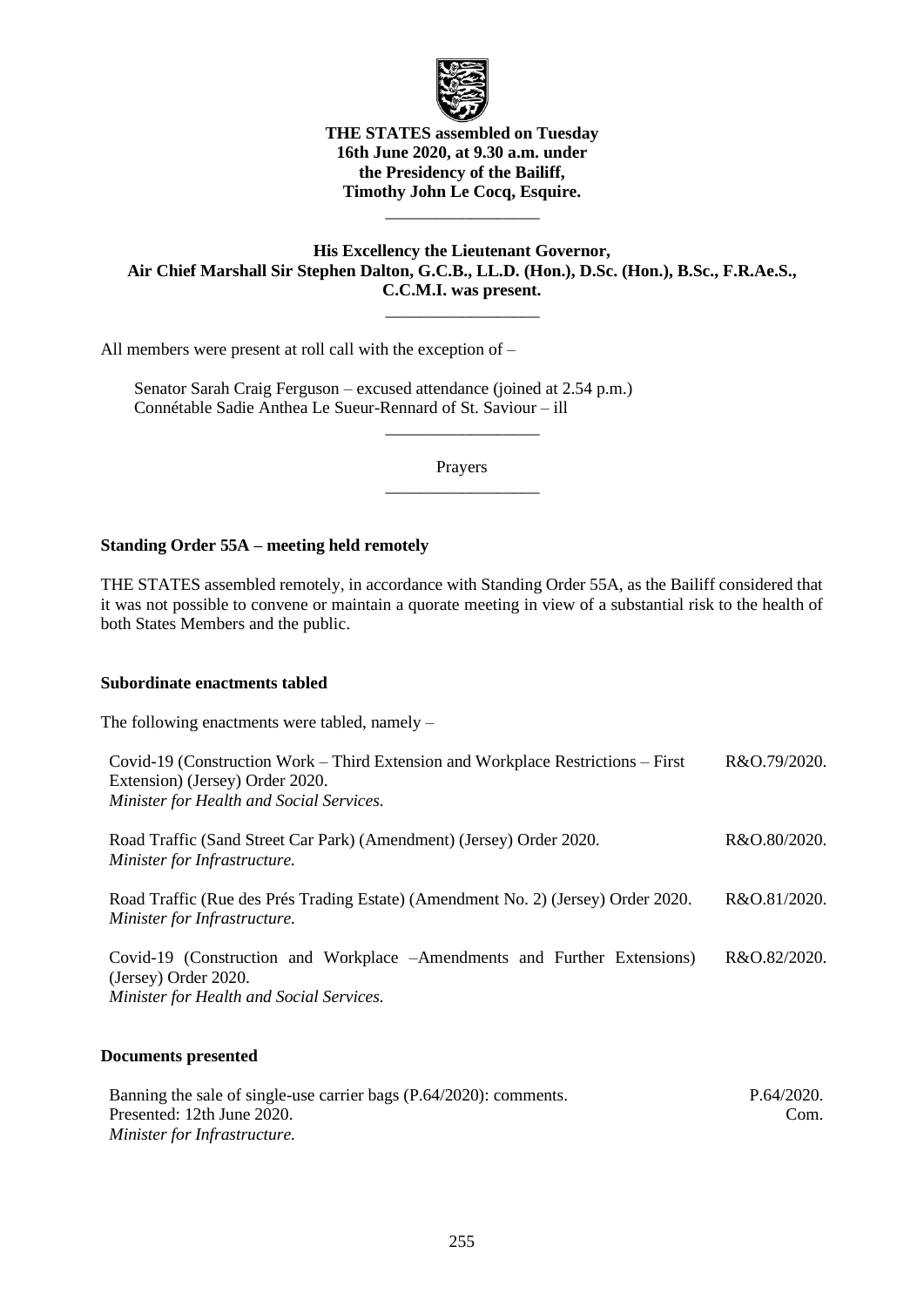**THE STATES assembled on Tuesday 16th June 2020, at 9.30 a.m. under the Presidency of the Bailiff, Timothy John Le Cocq, Esquire.**

---

**His Excellency the Lieutenant Governor, Air Chief Marshall Sir Stephen Dalton, G.C.B., LL.D. (Hon.), D.Sc. (Hon.), B.Sc., F.R.Ae.S., C.C.M.I. was present.**

---

All members were present at roll call with the exception of –

Senator Sarah Craig Ferguson – excused attendance (joined at 2.54 p.m.)
Connétable Sadie Anthea Le Sueur-Rennard of St. Saviour – ill

---

Prayers

---

**Standing Order 55A – meeting held remotely**

THE STATES assembled remotely, in accordance with Standing Order 55A, as the Bailiff considered that it was not possible to convene or maintain a quorate meeting in view of a substantial risk to the health of both States Members and the public.

**Subordinate enactments tabled**

The following enactments were tabled, namely –

| | |
|---|---|
| Covid-19 (Construction Work – Third Extension and Workplace Restrictions – First Extension) (Jersey) Order 2020. *Minister for Health and Social Services.* | R&O.79/2020. |
| Road Traffic (Sand Street Car Park) (Amendment) (Jersey) Order 2020. *Minister for Infrastructure.* | R&O.80/2020. |
| Road Traffic (Rue des Prés Trading Estate) (Amendment No. 2) (Jersey) Order 2020. *Minister for Infrastructure.* | R&O.81/2020. |
| Covid-19 (Construction and Workplace –Amendments and Further Extensions) (Jersey) Order 2020. *Minister for Health and Social Services.* | R&O.82/2020. |

**Documents presented**

| | |
|---|---|
| Banning the sale of single-use carrier bags (P.64/2020): comments. Presented: 12th June 2020. *Minister for Infrastructure.* | P.64/2020. Com. |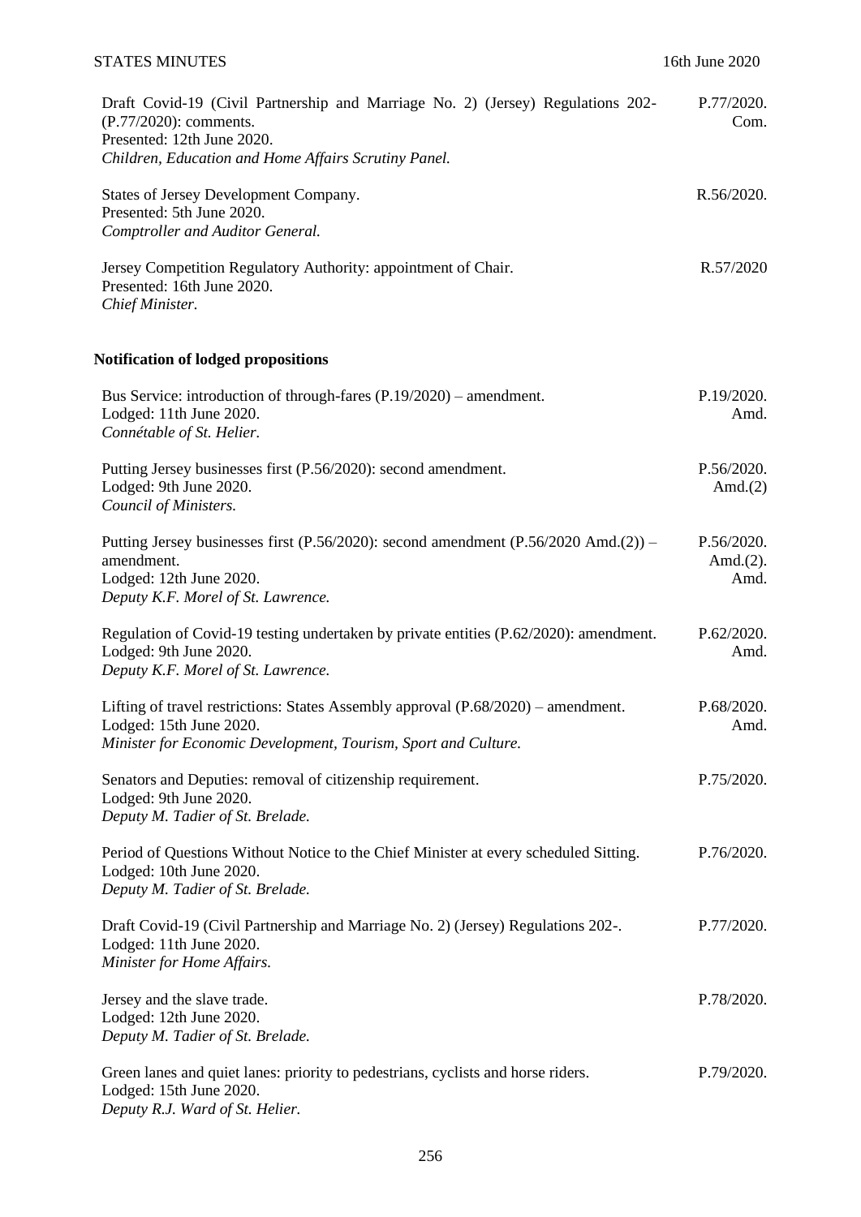Draft Covid-19 (Civil Partnership and Marriage No. 2) (Jersey) Regulations 202- (P.77/2020): comments. P.77/2020. Com.
Presented: 12th June 2020.
*Children, Education and Home Affairs Scrutiny Panel.*

States of Jersey Development Company. R.56/2020.
Presented: 5th June 2020.
*Comptroller and Auditor General.*

Jersey Competition Regulatory Authority: appointment of Chair. R.57/2020
Presented: 16th June 2020.
*Chief Minister.*

**Notification of lodged propositions**

Bus Service: introduction of through-fares (P.19/2020) – amendment. P.19/2020. Amd.
Lodged: 11th June 2020.
*Connétable of St. Helier.*

Putting Jersey businesses first (P.56/2020): second amendment. P.56/2020. Amd.(2)
Lodged: 9th June 2020.
*Council of Ministers.*

Putting Jersey businesses first (P.56/2020): second amendment (P.56/2020 Amd.(2)) – amendment. P.56/2020. Amd.(2). Amd.
Lodged: 12th June 2020.
*Deputy K.F. Morel of St. Lawrence.*

Regulation of Covid-19 testing undertaken by private entities (P.62/2020): amendment. P.62/2020. Amd.
Lodged: 9th June 2020.
*Deputy K.F. Morel of St. Lawrence.*

Lifting of travel restrictions: States Assembly approval (P.68/2020) – amendment. P.68/2020. Amd.
Lodged: 15th June 2020.
*Minister for Economic Development, Tourism, Sport and Culture.*

Senators and Deputies: removal of citizenship requirement. P.75/2020.
Lodged: 9th June 2020.
*Deputy M. Tadier of St. Brelade.*

Period of Questions Without Notice to the Chief Minister at every scheduled Sitting. P.76/2020.
Lodged: 10th June 2020.
*Deputy M. Tadier of St. Brelade.*

Draft Covid-19 (Civil Partnership and Marriage No. 2) (Jersey) Regulations 202-. P.77/2020.
Lodged: 11th June 2020.
*Minister for Home Affairs.*

Jersey and the slave trade. P.78/2020.
Lodged: 12th June 2020.
*Deputy M. Tadier of St. Brelade.*

Green lanes and quiet lanes: priority to pedestrians, cyclists and horse riders. P.79/2020.
Lodged: 15th June 2020.
*Deputy R.J. Ward of St. Helier.*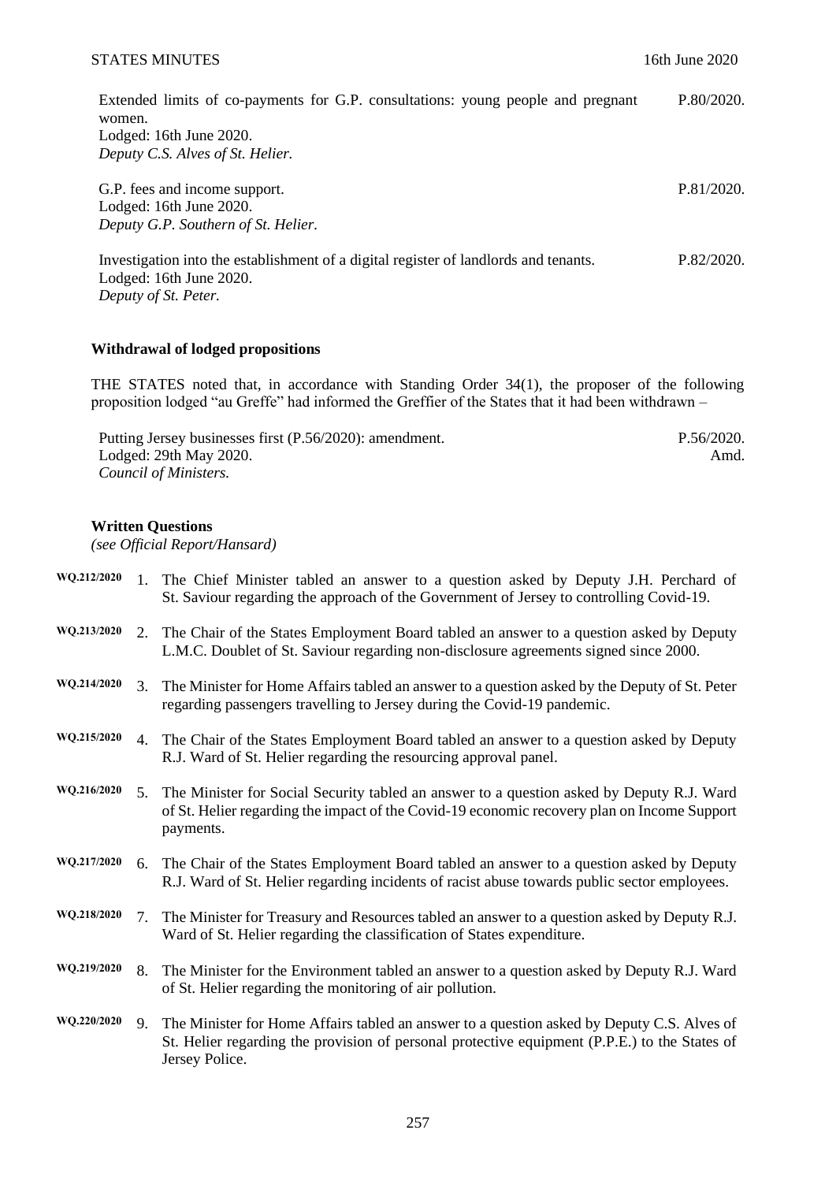Extended limits of co-payments for G.P. consultations: young people and pregnant women. P.80/2020.
Lodged: 16th June 2020.
*Deputy C.S. Alves of St. Helier.*

G.P. fees and income support. P.81/2020.
Lodged: 16th June 2020.
*Deputy G.P. Southern of St. Helier.*

Investigation into the establishment of a digital register of landlords and tenants. P.82/2020.
Lodged: 16th June 2020.
*Deputy of St. Peter.*

### Withdrawal of lodged propositions

THE STATES noted that, in accordance with Standing Order 34(1), the proposer of the following proposition lodged "au Greffe" had informed the Greffier of the States that it had been withdrawn –

Putting Jersey businesses first (P.56/2020): amendment. P.56/2020. Amd.
Lodged: 29th May 2020.
*Council of Ministers.*

### Written Questions

*(see Official Report/Hansard)*

WQ.212/2020 1. The Chief Minister tabled an answer to a question asked by Deputy J.H. Perchard of St. Saviour regarding the approach of the Government of Jersey to controlling Covid-19.

WQ.213/2020 2. The Chair of the States Employment Board tabled an answer to a question asked by Deputy L.M.C. Doublet of St. Saviour regarding non-disclosure agreements signed since 2000.

WQ.214/2020 3. The Minister for Home Affairs tabled an answer to a question asked by the Deputy of St. Peter regarding passengers travelling to Jersey during the Covid-19 pandemic.

WQ.215/2020 4. The Chair of the States Employment Board tabled an answer to a question asked by Deputy R.J. Ward of St. Helier regarding the resourcing approval panel.

WQ.216/2020 5. The Minister for Social Security tabled an answer to a question asked by Deputy R.J. Ward of St. Helier regarding the impact of the Covid-19 economic recovery plan on Income Support payments.

WQ.217/2020 6. The Chair of the States Employment Board tabled an answer to a question asked by Deputy R.J. Ward of St. Helier regarding incidents of racist abuse towards public sector employees.

WQ.218/2020 7. The Minister for Treasury and Resources tabled an answer to a question asked by Deputy R.J. Ward of St. Helier regarding the classification of States expenditure.

WQ.219/2020 8. The Minister for the Environment tabled an answer to a question asked by Deputy R.J. Ward of St. Helier regarding the monitoring of air pollution.

WQ.220/2020 9. The Minister for Home Affairs tabled an answer to a question asked by Deputy C.S. Alves of St. Helier regarding the provision of personal protective equipment (P.P.E.) to the States of Jersey Police.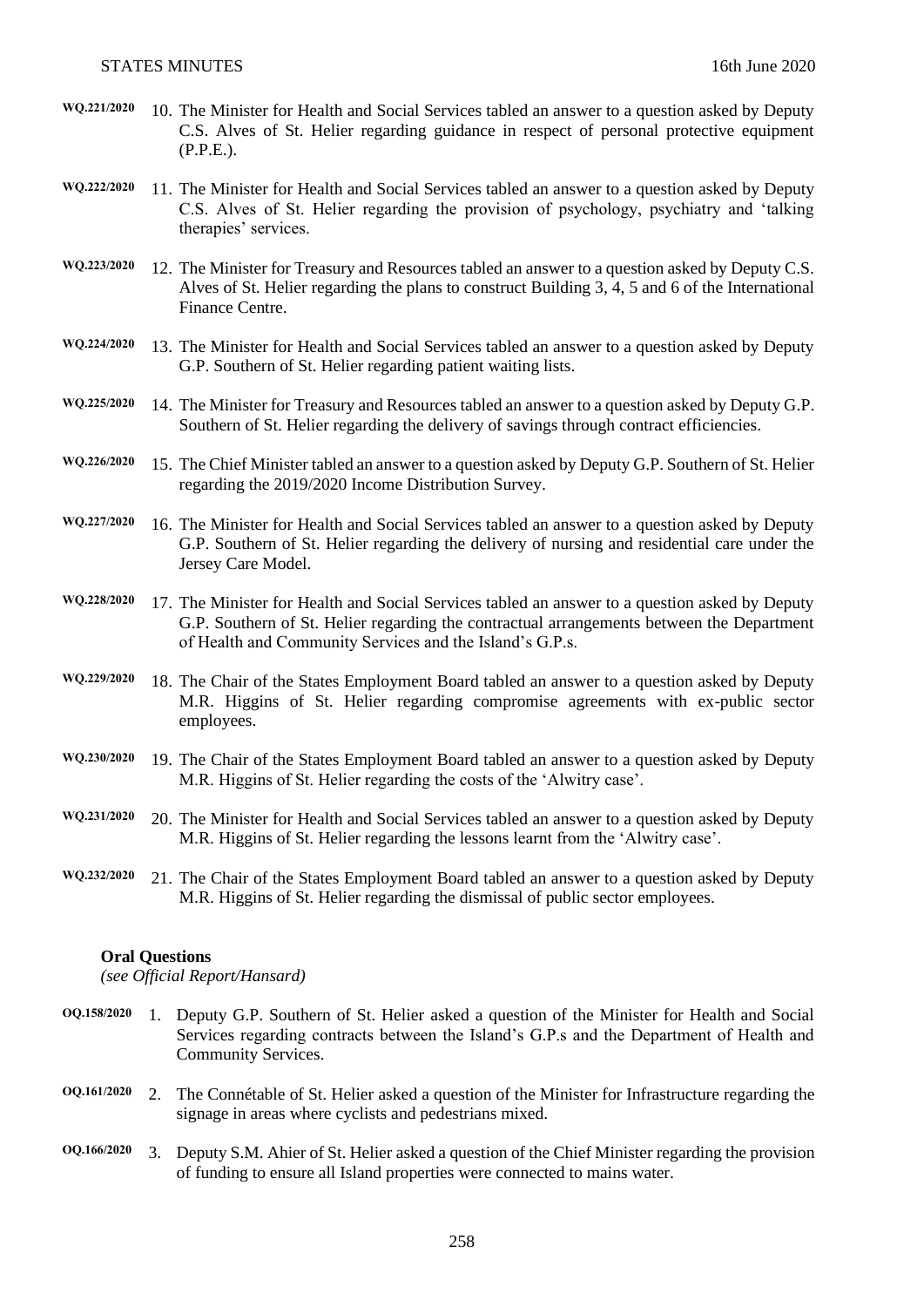WQ.221/2020 10. The Minister for Health and Social Services tabled an answer to a question asked by Deputy C.S. Alves of St. Helier regarding guidance in respect of personal protective equipment (P.P.E.).

WQ.222/2020 11. The Minister for Health and Social Services tabled an answer to a question asked by Deputy C.S. Alves of St. Helier regarding the provision of psychology, psychiatry and 'talking therapies' services.

WQ.223/2020 12. The Minister for Treasury and Resources tabled an answer to a question asked by Deputy C.S. Alves of St. Helier regarding the plans to construct Building 3, 4, 5 and 6 of the International Finance Centre.

WQ.224/2020 13. The Minister for Health and Social Services tabled an answer to a question asked by Deputy G.P. Southern of St. Helier regarding patient waiting lists.

WQ.225/2020 14. The Minister for Treasury and Resources tabled an answer to a question asked by Deputy G.P. Southern of St. Helier regarding the delivery of savings through contract efficiencies.

WQ.226/2020 15. The Chief Minister tabled an answer to a question asked by Deputy G.P. Southern of St. Helier regarding the 2019/2020 Income Distribution Survey.

WQ.227/2020 16. The Minister for Health and Social Services tabled an answer to a question asked by Deputy G.P. Southern of St. Helier regarding the delivery of nursing and residential care under the Jersey Care Model.

WQ.228/2020 17. The Minister for Health and Social Services tabled an answer to a question asked by Deputy G.P. Southern of St. Helier regarding the contractual arrangements between the Department of Health and Community Services and the Island's G.P.s.

WQ.229/2020 18. The Chair of the States Employment Board tabled an answer to a question asked by Deputy M.R. Higgins of St. Helier regarding compromise agreements with ex-public sector employees.

WQ.230/2020 19. The Chair of the States Employment Board tabled an answer to a question asked by Deputy M.R. Higgins of St. Helier regarding the costs of the 'Alwitry case'.

WQ.231/2020 20. The Minister for Health and Social Services tabled an answer to a question asked by Deputy M.R. Higgins of St. Helier regarding the lessons learnt from the 'Alwitry case'.

WQ.232/2020 21. The Chair of the States Employment Board tabled an answer to a question asked by Deputy M.R. Higgins of St. Helier regarding the dismissal of public sector employees.

**Oral Questions**
*(see Official Report/Hansard)*

OQ.158/2020 1. Deputy G.P. Southern of St. Helier asked a question of the Minister for Health and Social Services regarding contracts between the Island's G.P.s and the Department of Health and Community Services.

OQ.161/2020 2. The Connétable of St. Helier asked a question of the Minister for Infrastructure regarding the signage in areas where cyclists and pedestrians mixed.

OQ.166/2020 3. Deputy S.M. Ahier of St. Helier asked a question of the Chief Minister regarding the provision of funding to ensure all Island properties were connected to mains water.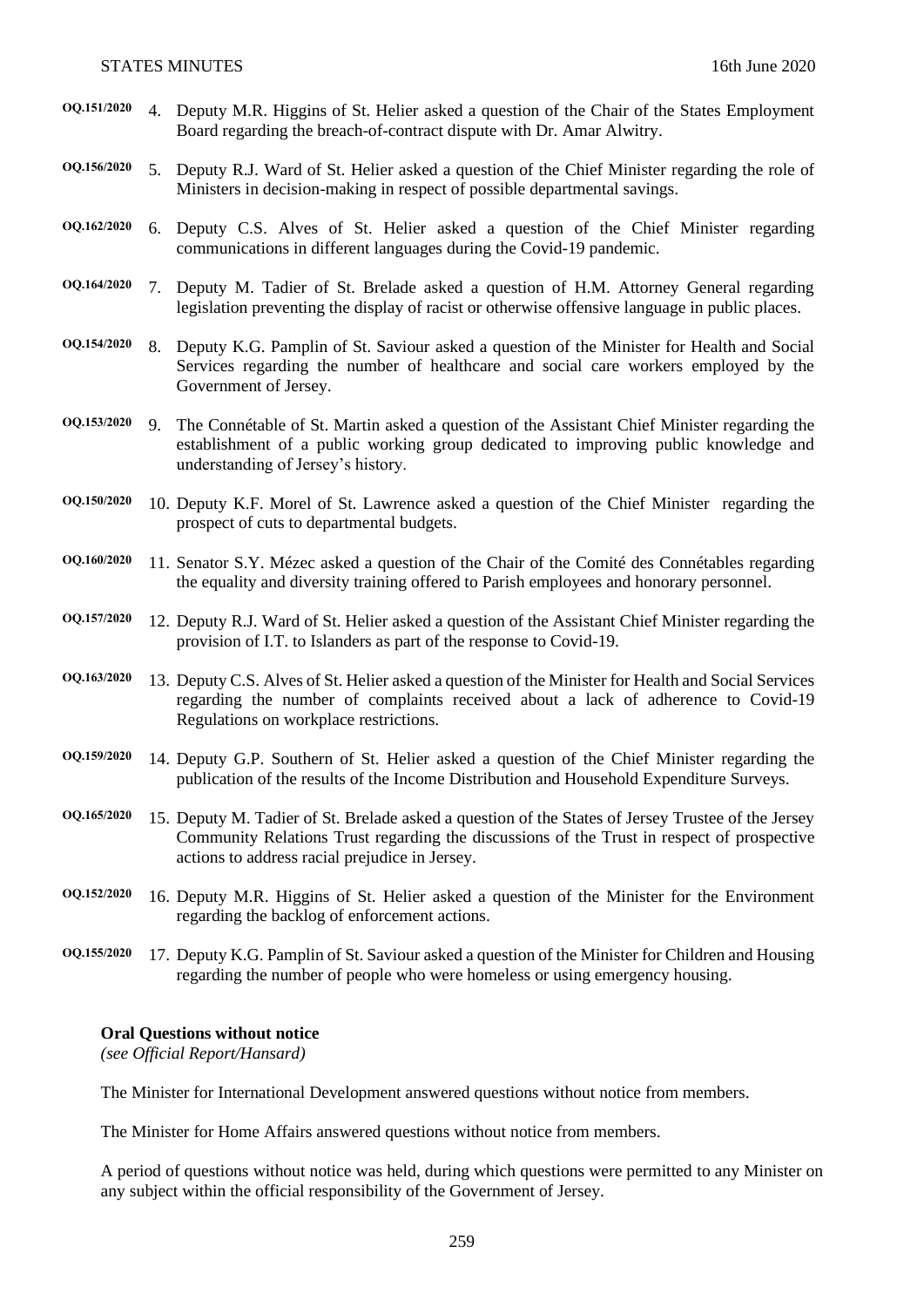OQ.151/2020 4. Deputy M.R. Higgins of St. Helier asked a question of the Chair of the States Employment Board regarding the breach-of-contract dispute with Dr. Amar Alwitry.

OQ.156/2020 5. Deputy R.J. Ward of St. Helier asked a question of the Chief Minister regarding the role of Ministers in decision-making in respect of possible departmental savings.

OQ.162/2020 6. Deputy C.S. Alves of St. Helier asked a question of the Chief Minister regarding communications in different languages during the Covid-19 pandemic.

OQ.164/2020 7. Deputy M. Tadier of St. Brelade asked a question of H.M. Attorney General regarding legislation preventing the display of racist or otherwise offensive language in public places.

OQ.154/2020 8. Deputy K.G. Pamplin of St. Saviour asked a question of the Minister for Health and Social Services regarding the number of healthcare and social care workers employed by the Government of Jersey.

OQ.153/2020 9. The Connétable of St. Martin asked a question of the Assistant Chief Minister regarding the establishment of a public working group dedicated to improving public knowledge and understanding of Jersey's history.

OQ.150/2020 10. Deputy K.F. Morel of St. Lawrence asked a question of the Chief Minister regarding the prospect of cuts to departmental budgets.

OQ.160/2020 11. Senator S.Y. Mézec asked a question of the Chair of the Comité des Connétables regarding the equality and diversity training offered to Parish employees and honorary personnel.

OQ.157/2020 12. Deputy R.J. Ward of St. Helier asked a question of the Assistant Chief Minister regarding the provision of I.T. to Islanders as part of the response to Covid-19.

OQ.163/2020 13. Deputy C.S. Alves of St. Helier asked a question of the Minister for Health and Social Services regarding the number of complaints received about a lack of adherence to Covid-19 Regulations on workplace restrictions.

OQ.159/2020 14. Deputy G.P. Southern of St. Helier asked a question of the Chief Minister regarding the publication of the results of the Income Distribution and Household Expenditure Surveys.

OQ.165/2020 15. Deputy M. Tadier of St. Brelade asked a question of the States of Jersey Trustee of the Jersey Community Relations Trust regarding the discussions of the Trust in respect of prospective actions to address racial prejudice in Jersey.

OQ.152/2020 16. Deputy M.R. Higgins of St. Helier asked a question of the Minister for the Environment regarding the backlog of enforcement actions.

OQ.155/2020 17. Deputy K.G. Pamplin of St. Saviour asked a question of the Minister for Children and Housing regarding the number of people who were homeless or using emergency housing.

**Oral Questions without notice**
*(see Official Report/Hansard)*

The Minister for International Development answered questions without notice from members.

The Minister for Home Affairs answered questions without notice from members.

A period of questions without notice was held, during which questions were permitted to any Minister on any subject within the official responsibility of the Government of Jersey.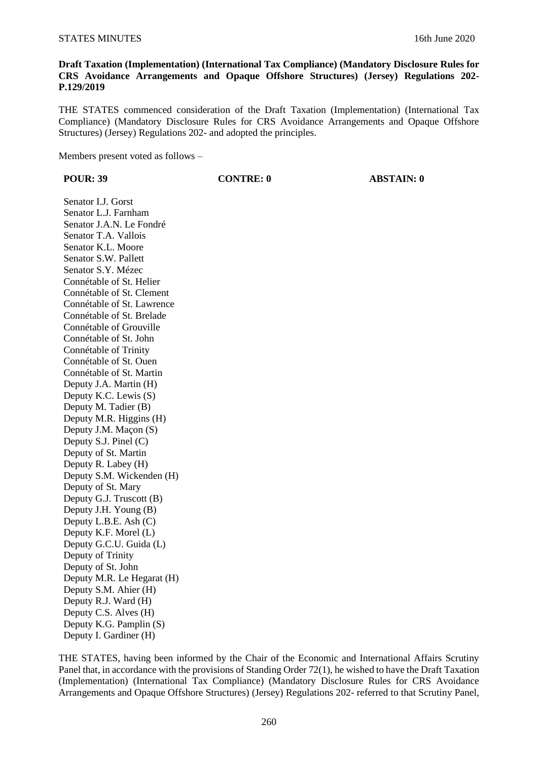**Draft Taxation (Implementation) (International Tax Compliance) (Mandatory Disclosure Rules for CRS Avoidance Arrangements and Opaque Offshore Structures) (Jersey) Regulations 202- P.129/2019**

THE STATES commenced consideration of the Draft Taxation (Implementation) (International Tax Compliance) (Mandatory Disclosure Rules for CRS Avoidance Arrangements and Opaque Offshore Structures) (Jersey) Regulations 202- and adopted the principles.

Members present voted as follows –

| POUR: 39 | CONTRE: 0 | ABSTAIN: 0 |
| --- | --- | --- |
| Senator I.J. Gorst | | |
| Senator L.J. Farnham | | |
| Senator J.A.N. Le Fondré | | |
| Senator T.A. Vallois | | |
| Senator K.L. Moore | | |
| Senator S.W. Pallett | | |
| Senator S.Y. Mézec | | |
| Connétable of St. Helier | | |
| Connétable of St. Clement | | |
| Connétable of St. Lawrence | | |
| Connétable of St. Brelade | | |
| Connétable of Grouville | | |
| Connétable of St. John | | |
| Connétable of Trinity | | |
| Connétable of St. Ouen | | |
| Connétable of St. Martin | | |
| Deputy J.A. Martin (H) | | |
| Deputy K.C. Lewis (S) | | |
| Deputy M. Tadier (B) | | |
| Deputy M.R. Higgins (H) | | |
| Deputy J.M. Maçon (S) | | |
| Deputy S.J. Pinel (C) | | |
| Deputy of St. Martin | | |
| Deputy R. Labey (H) | | |
| Deputy S.M. Wickenden (H) | | |
| Deputy of St. Mary | | |
| Deputy G.J. Truscott (B) | | |
| Deputy J.H. Young (B) | | |
| Deputy L.B.E. Ash (C) | | |
| Deputy K.F. Morel (L) | | |
| Deputy G.C.U. Guida (L) | | |
| Deputy of Trinity | | |
| Deputy of St. John | | |
| Deputy M.R. Le Hegarat (H) | | |
| Deputy S.M. Ahier (H) | | |
| Deputy R.J. Ward (H) | | |
| Deputy C.S. Alves (H) | | |
| Deputy K.G. Pamplin (S) | | |
| Deputy I. Gardiner (H) | | |

THE STATES, having been informed by the Chair of the Economic and International Affairs Scrutiny Panel that, in accordance with the provisions of Standing Order 72(1), he wished to have the Draft Taxation (Implementation) (International Tax Compliance) (Mandatory Disclosure Rules for CRS Avoidance Arrangements and Opaque Offshore Structures) (Jersey) Regulations 202- referred to that Scrutiny Panel,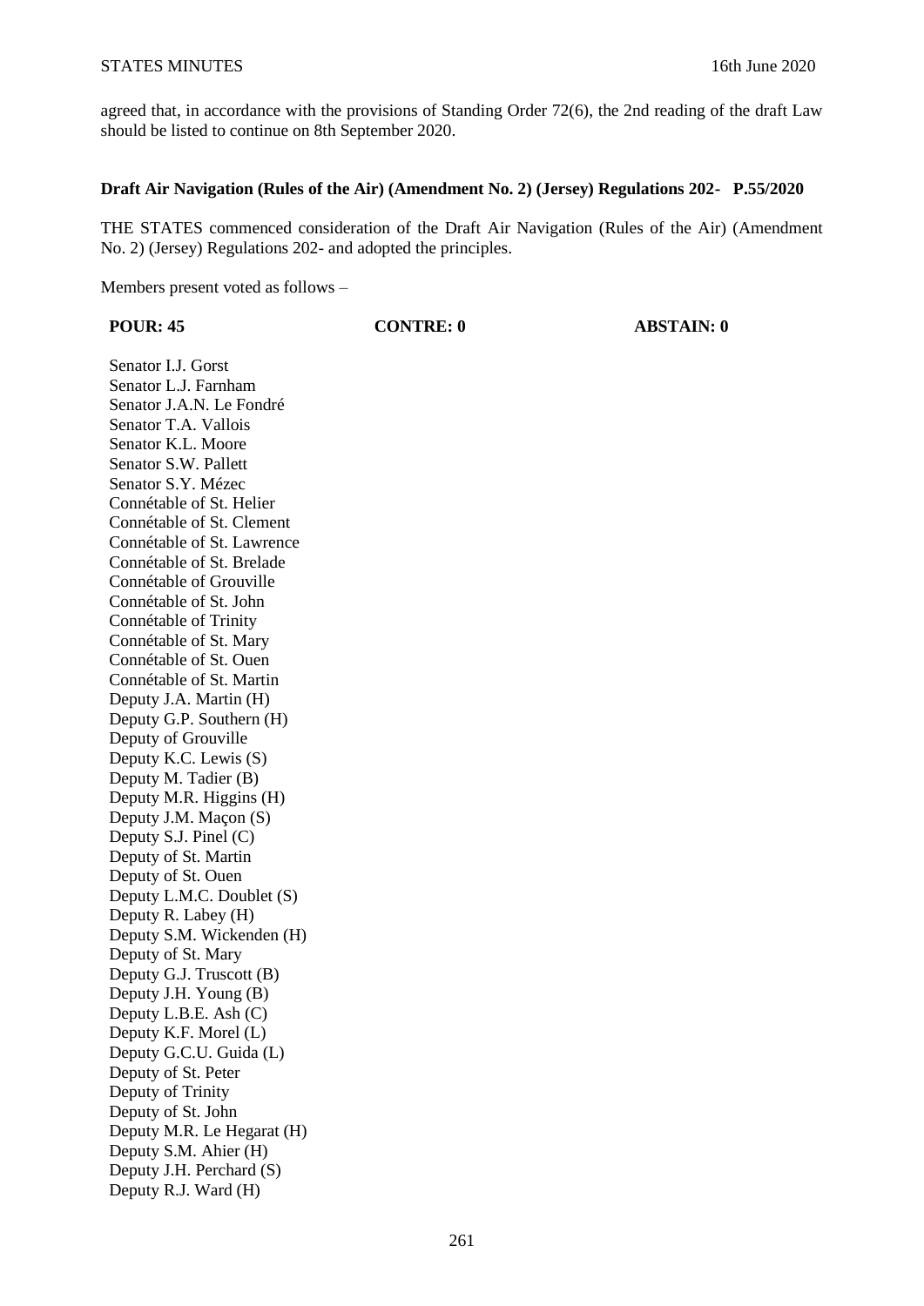agreed that, in accordance with the provisions of Standing Order 72(6), the 2nd reading of the draft Law should be listed to continue on 8th September 2020.

**Draft Air Navigation (Rules of the Air) (Amendment No. 2) (Jersey) Regulations 202- P.55/2020**

THE STATES commenced consideration of the Draft Air Navigation (Rules of the Air) (Amendment No. 2) (Jersey) Regulations 202- and adopted the principles.

Members present voted as follows –

| POUR: 45 | CONTRE: 0 | ABSTAIN: 0 |
|---|---|---|
| Senator I.J. Gorst | | |
| Senator L.J. Farnham | | |
| Senator J.A.N. Le Fondré | | |
| Senator T.A. Vallois | | |
| Senator K.L. Moore | | |
| Senator S.W. Pallett | | |
| Senator S.Y. Mézec | | |
| Connétable of St. Helier | | |
| Connétable of St. Clement | | |
| Connétable of St. Lawrence | | |
| Connétable of St. Brelade | | |
| Connétable of Grouville | | |
| Connétable of St. John | | |
| Connétable of Trinity | | |
| Connétable of St. Mary | | |
| Connétable of St. Ouen | | |
| Connétable of St. Martin | | |
| Deputy J.A. Martin (H) | | |
| Deputy G.P. Southern (H) | | |
| Deputy of Grouville | | |
| Deputy K.C. Lewis (S) | | |
| Deputy M. Tadier (B) | | |
| Deputy M.R. Higgins (H) | | |
| Deputy J.M. Maçon (S) | | |
| Deputy S.J. Pinel (C) | | |
| Deputy of St. Martin | | |
| Deputy of St. Ouen | | |
| Deputy L.M.C. Doublet (S) | | |
| Deputy R. Labey (H) | | |
| Deputy S.M. Wickenden (H) | | |
| Deputy of St. Mary | | |
| Deputy G.J. Truscott (B) | | |
| Deputy J.H. Young (B) | | |
| Deputy L.B.E. Ash (C) | | |
| Deputy K.F. Morel (L) | | |
| Deputy G.C.U. Guida (L) | | |
| Deputy of St. Peter | | |
| Deputy of Trinity | | |
| Deputy of St. John | | |
| Deputy M.R. Le Hegarat (H) | | |
| Deputy S.M. Ahier (H) | | |
| Deputy J.H. Perchard (S) | | |
| Deputy R.J. Ward (H) | | |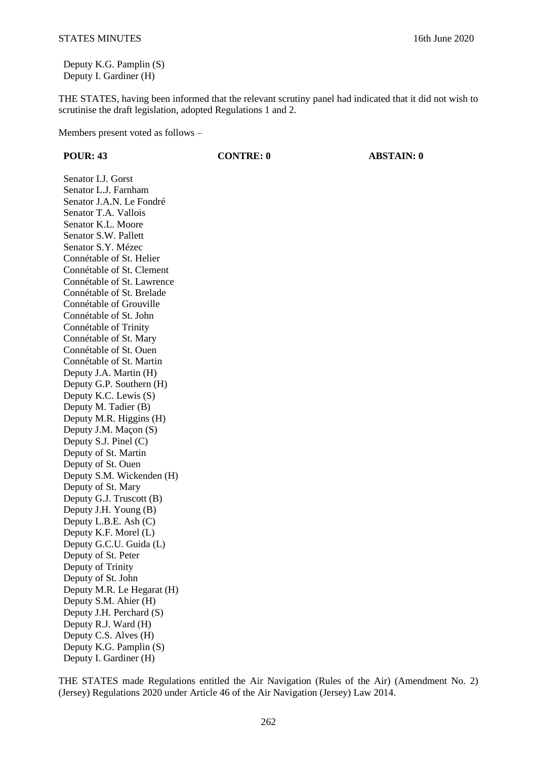Deputy K.G. Pamplin (S)
Deputy I. Gardiner (H)

THE STATES, having been informed that the relevant scrutiny panel had indicated that it did not wish to scrutinise the draft legislation, adopted Regulations 1 and 2.

Members present voted as follows –

| **POUR: 43** | **CONTRE: 0** | **ABSTAIN: 0** |
|---|---|---|
| Senator I.J. Gorst | | |
| Senator L.J. Farnham | | |
| Senator J.A.N. Le Fondré | | |
| Senator T.A. Vallois | | |
| Senator K.L. Moore | | |
| Senator S.W. Pallett | | |
| Senator S.Y. Mézec | | |
| Connétable of St. Helier | | |
| Connétable of St. Clement | | |
| Connétable of St. Lawrence | | |
| Connétable of St. Brelade | | |
| Connétable of Grouville | | |
| Connétable of St. John | | |
| Connétable of Trinity | | |
| Connétable of St. Mary | | |
| Connétable of St. Ouen | | |
| Connétable of St. Martin | | |
| Deputy J.A. Martin (H) | | |
| Deputy G.P. Southern (H) | | |
| Deputy K.C. Lewis (S) | | |
| Deputy M. Tadier (B) | | |
| Deputy M.R. Higgins (H) | | |
| Deputy J.M. Maçon (S) | | |
| Deputy S.J. Pinel (C) | | |
| Deputy of St. Martin | | |
| Deputy of St. Ouen | | |
| Deputy S.M. Wickenden (H) | | |
| Deputy of St. Mary | | |
| Deputy G.J. Truscott (B) | | |
| Deputy J.H. Young (B) | | |
| Deputy L.B.E. Ash (C) | | |
| Deputy K.F. Morel (L) | | |
| Deputy G.C.U. Guida (L) | | |
| Deputy of St. Peter | | |
| Deputy of Trinity | | |
| Deputy of St. John | | |
| Deputy M.R. Le Hegarat (H) | | |
| Deputy S.M. Ahier (H) | | |
| Deputy J.H. Perchard (S) | | |
| Deputy R.J. Ward (H) | | |
| Deputy C.S. Alves (H) | | |
| Deputy K.G. Pamplin (S) | | |
| Deputy I. Gardiner (H) | | |

THE STATES made Regulations entitled the Air Navigation (Rules of the Air) (Amendment No. 2) (Jersey) Regulations 2020 under Article 46 of the Air Navigation (Jersey) Law 2014.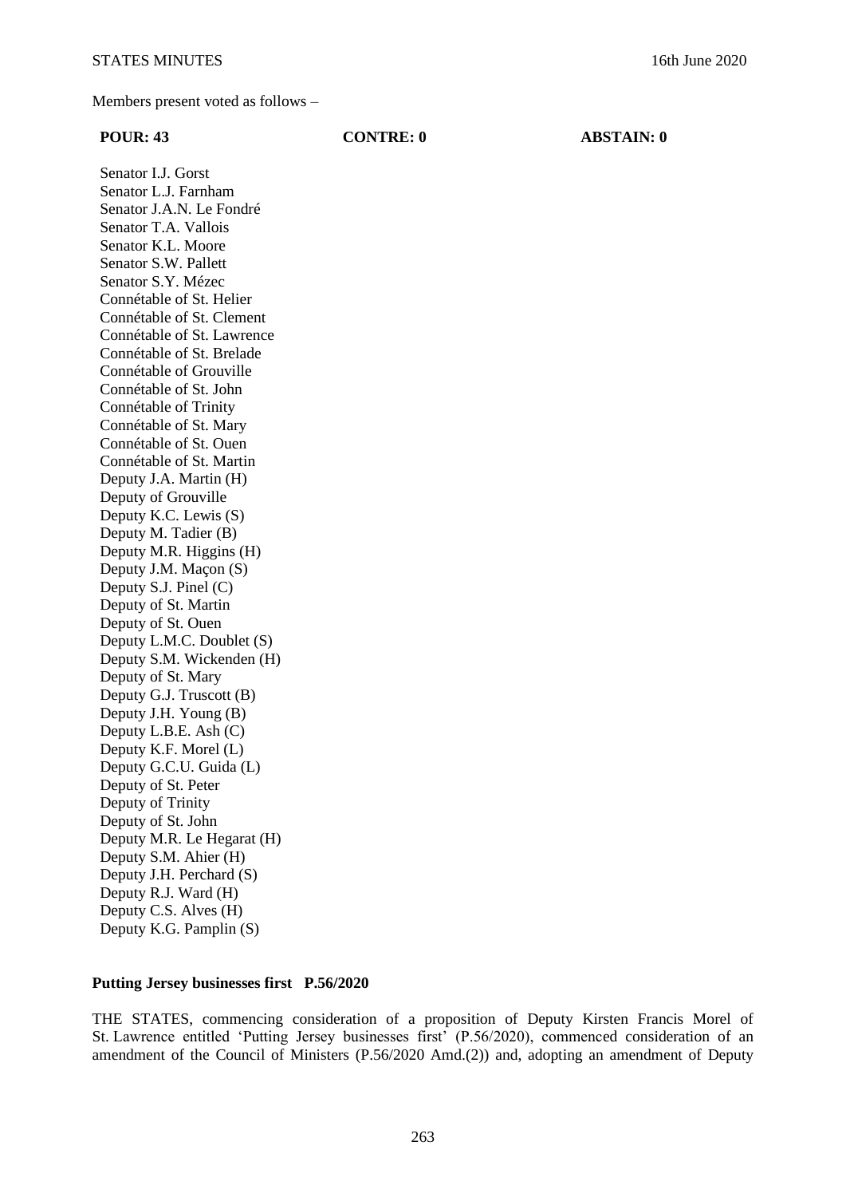Members present voted as follows –

| POUR: 43 | CONTRE: 0 | ABSTAIN: 0 |
|---|---|---|
| Senator I.J. Gorst | | |
| Senator L.J. Farnham | | |
| Senator J.A.N. Le Fondré | | |
| Senator T.A. Vallois | | |
| Senator K.L. Moore | | |
| Senator S.W. Pallett | | |
| Senator S.Y. Mézec | | |
| Connétable of St. Helier | | |
| Connétable of St. Clement | | |
| Connétable of St. Lawrence | | |
| Connétable of St. Brelade | | |
| Connétable of Grouville | | |
| Connétable of St. John | | |
| Connétable of Trinity | | |
| Connétable of St. Mary | | |
| Connétable of St. Ouen | | |
| Connétable of St. Martin | | |
| Deputy J.A. Martin (H) | | |
| Deputy of Grouville | | |
| Deputy K.C. Lewis (S) | | |
| Deputy M. Tadier (B) | | |
| Deputy M.R. Higgins (H) | | |
| Deputy J.M. Maçon (S) | | |
| Deputy S.J. Pinel (C) | | |
| Deputy of St. Martin | | |
| Deputy of St. Ouen | | |
| Deputy L.M.C. Doublet (S) | | |
| Deputy S.M. Wickenden (H) | | |
| Deputy of St. Mary | | |
| Deputy G.J. Truscott (B) | | |
| Deputy J.H. Young (B) | | |
| Deputy L.B.E. Ash (C) | | |
| Deputy K.F. Morel (L) | | |
| Deputy G.C.U. Guida (L) | | |
| Deputy of St. Peter | | |
| Deputy of Trinity | | |
| Deputy of St. John | | |
| Deputy M.R. Le Hegarat (H) | | |
| Deputy S.M. Ahier (H) | | |
| Deputy J.H. Perchard (S) | | |
| Deputy R.J. Ward (H) | | |
| Deputy C.S. Alves (H) | | |
| Deputy K.G. Pamplin (S) | | |

**Putting Jersey businesses first P.56/2020**

THE STATES, commencing consideration of a proposition of Deputy Kirsten Francis Morel of St. Lawrence entitled 'Putting Jersey businesses first' (P.56/2020), commenced consideration of an amendment of the Council of Ministers (P.56/2020 Amd.(2)) and, adopting an amendment of Deputy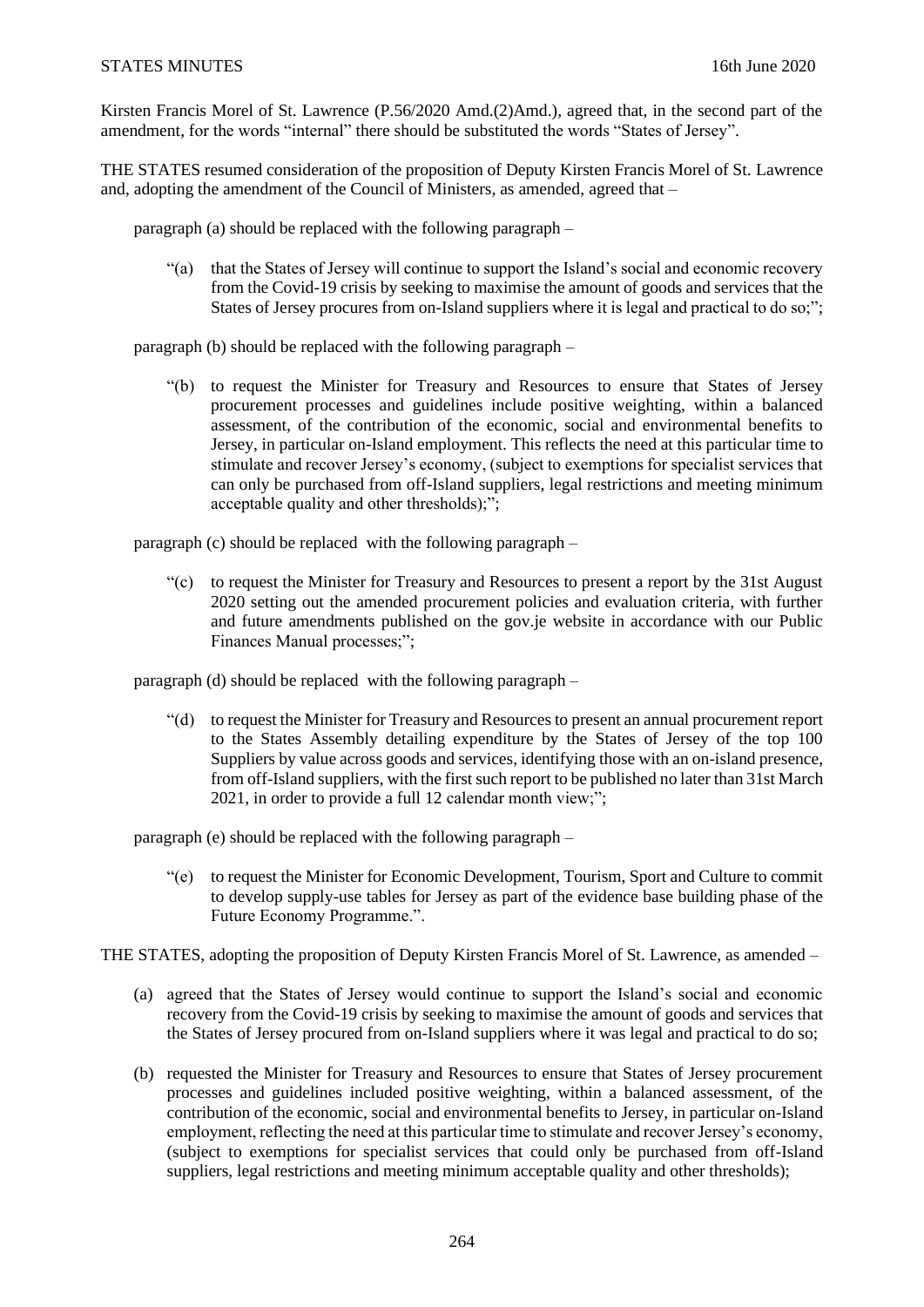Kirsten Francis Morel of St. Lawrence (P.56/2020 Amd.(2)Amd.), agreed that, in the second part of the amendment, for the words "internal" there should be substituted the words "States of Jersey".

THE STATES resumed consideration of the proposition of Deputy Kirsten Francis Morel of St. Lawrence and, adopting the amendment of the Council of Ministers, as amended, agreed that –

paragraph (a) should be replaced with the following paragraph –

> "(a) that the States of Jersey will continue to support the Island's social and economic recovery from the Covid-19 crisis by seeking to maximise the amount of goods and services that the States of Jersey procures from on-Island suppliers where it is legal and practical to do so;";

paragraph (b) should be replaced with the following paragraph –

> "(b) to request the Minister for Treasury and Resources to ensure that States of Jersey procurement processes and guidelines include positive weighting, within a balanced assessment, of the contribution of the economic, social and environmental benefits to Jersey, in particular on-Island employment. This reflects the need at this particular time to stimulate and recover Jersey's economy, (subject to exemptions for specialist services that can only be purchased from off-Island suppliers, legal restrictions and meeting minimum acceptable quality and other thresholds);";

paragraph (c) should be replaced with the following paragraph –

> "(c) to request the Minister for Treasury and Resources to present a report by the 31st August 2020 setting out the amended procurement policies and evaluation criteria, with further and future amendments published on the gov.je website in accordance with our Public Finances Manual processes;";

paragraph (d) should be replaced with the following paragraph –

> "(d) to request the Minister for Treasury and Resources to present an annual procurement report to the States Assembly detailing expenditure by the States of Jersey of the top 100 Suppliers by value across goods and services, identifying those with an on-island presence, from off-Island suppliers, with the first such report to be published no later than 31st March 2021, in order to provide a full 12 calendar month view;";

paragraph (e) should be replaced with the following paragraph –

> "(e) to request the Minister for Economic Development, Tourism, Sport and Culture to commit to develop supply-use tables for Jersey as part of the evidence base building phase of the Future Economy Programme.".

THE STATES, adopting the proposition of Deputy Kirsten Francis Morel of St. Lawrence, as amended –

(a) agreed that the States of Jersey would continue to support the Island's social and economic recovery from the Covid-19 crisis by seeking to maximise the amount of goods and services that the States of Jersey procured from on-Island suppliers where it was legal and practical to do so;

(b) requested the Minister for Treasury and Resources to ensure that States of Jersey procurement processes and guidelines included positive weighting, within a balanced assessment, of the contribution of the economic, social and environmental benefits to Jersey, in particular on-Island employment, reflecting the need at this particular time to stimulate and recover Jersey's economy, (subject to exemptions for specialist services that could only be purchased from off-Island suppliers, legal restrictions and meeting minimum acceptable quality and other thresholds);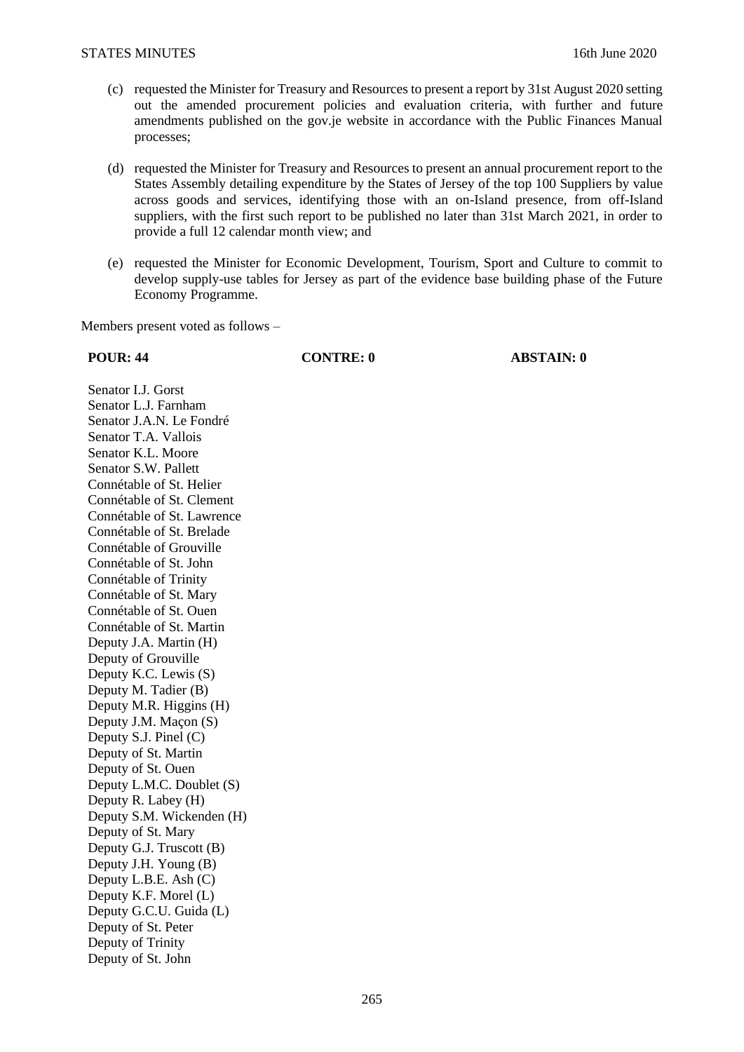(c) requested the Minister for Treasury and Resources to present a report by 31st August 2020 setting out the amended procurement policies and evaluation criteria, with further and future amendments published on the gov.je website in accordance with the Public Finances Manual processes;

(d) requested the Minister for Treasury and Resources to present an annual procurement report to the States Assembly detailing expenditure by the States of Jersey of the top 100 Suppliers by value across goods and services, identifying those with an on-Island presence, from off-Island suppliers, with the first such report to be published no later than 31st March 2021, in order to provide a full 12 calendar month view; and

(e) requested the Minister for Economic Development, Tourism, Sport and Culture to commit to develop supply-use tables for Jersey as part of the evidence base building phase of the Future Economy Programme.

Members present voted as follows –

| **POUR: 44** | **CONTRE: 0** | **ABSTAIN: 0** |
|---|---|---|
| Senator I.J. Gorst | | |
| Senator L.J. Farnham | | |
| Senator J.A.N. Le Fondré | | |
| Senator T.A. Vallois | | |
| Senator K.L. Moore | | |
| Senator S.W. Pallett | | |
| Connétable of St. Helier | | |
| Connétable of St. Clement | | |
| Connétable of St. Lawrence | | |
| Connétable of St. Brelade | | |
| Connétable of Grouville | | |
| Connétable of St. John | | |
| Connétable of Trinity | | |
| Connétable of St. Mary | | |
| Connétable of St. Ouen | | |
| Connétable of St. Martin | | |
| Deputy J.A. Martin (H) | | |
| Deputy of Grouville | | |
| Deputy K.C. Lewis (S) | | |
| Deputy M. Tadier (B) | | |
| Deputy M.R. Higgins (H) | | |
| Deputy J.M. Maçon (S) | | |
| Deputy S.J. Pinel (C) | | |
| Deputy of St. Martin | | |
| Deputy of St. Ouen | | |
| Deputy L.M.C. Doublet (S) | | |
| Deputy R. Labey (H) | | |
| Deputy S.M. Wickenden (H) | | |
| Deputy of St. Mary | | |
| Deputy G.J. Truscott (B) | | |
| Deputy J.H. Young (B) | | |
| Deputy L.B.E. Ash (C) | | |
| Deputy K.F. Morel (L) | | |
| Deputy G.C.U. Guida (L) | | |
| Deputy of St. Peter | | |
| Deputy of Trinity | | |
| Deputy of St. John | | |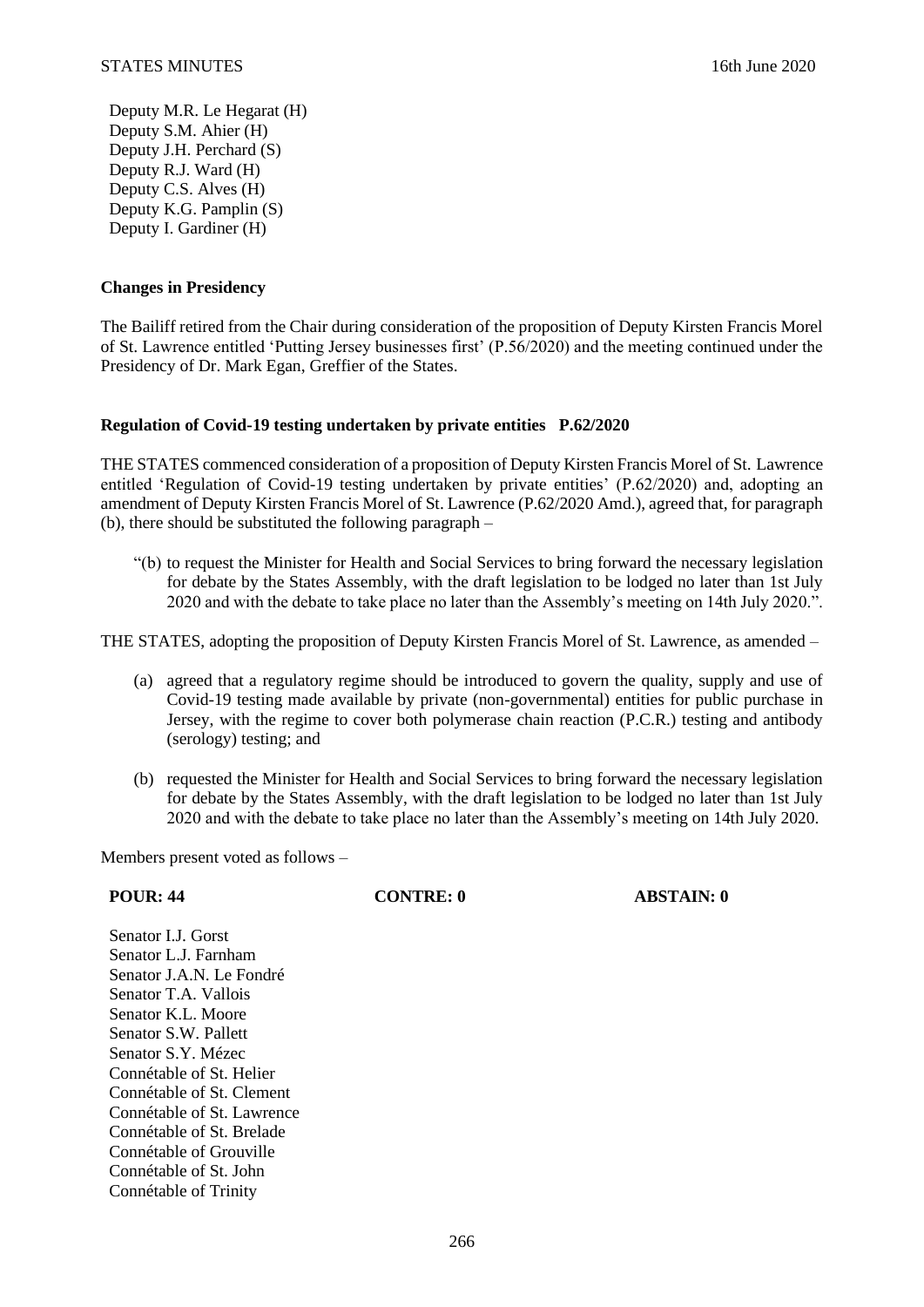Deputy M.R. Le Hegarat (H)
Deputy S.M. Ahier (H)
Deputy J.H. Perchard (S)
Deputy R.J. Ward (H)
Deputy C.S. Alves (H)
Deputy K.G. Pamplin (S)
Deputy I. Gardiner (H)

**Changes in Presidency**

The Bailiff retired from the Chair during consideration of the proposition of Deputy Kirsten Francis Morel of St. Lawrence entitled 'Putting Jersey businesses first' (P.56/2020) and the meeting continued under the Presidency of Dr. Mark Egan, Greffier of the States.

**Regulation of Covid-19 testing undertaken by private entities P.62/2020**

THE STATES commenced consideration of a proposition of Deputy Kirsten Francis Morel of St. Lawrence entitled 'Regulation of Covid-19 testing undertaken by private entities' (P.62/2020) and, adopting an amendment of Deputy Kirsten Francis Morel of St. Lawrence (P.62/2020 Amd.), agreed that, for paragraph (b), there should be substituted the following paragraph –

> "(b) to request the Minister for Health and Social Services to bring forward the necessary legislation for debate by the States Assembly, with the draft legislation to be lodged no later than 1st July 2020 and with the debate to take place no later than the Assembly's meeting on 14th July 2020.".

THE STATES, adopting the proposition of Deputy Kirsten Francis Morel of St. Lawrence, as amended –

(a) agreed that a regulatory regime should be introduced to govern the quality, supply and use of Covid-19 testing made available by private (non-governmental) entities for public purchase in Jersey, with the regime to cover both polymerase chain reaction (P.C.R.) testing and antibody (serology) testing; and

(b) requested the Minister for Health and Social Services to bring forward the necessary legislation for debate by the States Assembly, with the draft legislation to be lodged no later than 1st July 2020 and with the debate to take place no later than the Assembly's meeting on 14th July 2020.

Members present voted as follows –

| **POUR: 44** | **CONTRE: 0** | **ABSTAIN: 0** |
|---|---|---|

Senator I.J. Gorst
Senator L.J. Farnham
Senator J.A.N. Le Fondré
Senator T.A. Vallois
Senator K.L. Moore
Senator S.W. Pallett
Senator S.Y. Mézec
Connétable of St. Helier
Connétable of St. Clement
Connétable of St. Lawrence
Connétable of St. Brelade
Connétable of Grouville
Connétable of St. John
Connétable of Trinity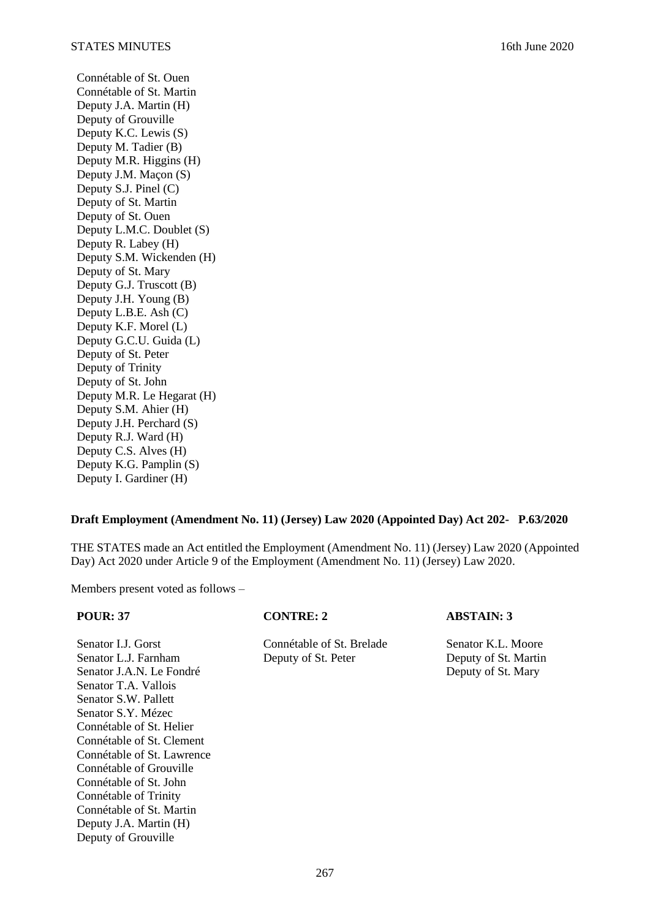Connétable of St. Ouen
Connétable of St. Martin
Deputy J.A. Martin (H)
Deputy of Grouville
Deputy K.C. Lewis (S)
Deputy M. Tadier (B)
Deputy M.R. Higgins (H)
Deputy J.M. Maçon (S)
Deputy S.J. Pinel (C)
Deputy of St. Martin
Deputy of St. Ouen
Deputy L.M.C. Doublet (S)
Deputy R. Labey (H)
Deputy S.M. Wickenden (H)
Deputy of St. Mary
Deputy G.J. Truscott (B)
Deputy J.H. Young (B)
Deputy L.B.E. Ash (C)
Deputy K.F. Morel (L)
Deputy G.C.U. Guida (L)
Deputy of St. Peter
Deputy of Trinity
Deputy of St. John
Deputy M.R. Le Hegarat (H)
Deputy S.M. Ahier (H)
Deputy J.H. Perchard (S)
Deputy R.J. Ward (H)
Deputy C.S. Alves (H)
Deputy K.G. Pamplin (S)
Deputy I. Gardiner (H)

**Draft Employment (Amendment No. 11) (Jersey) Law 2020 (Appointed Day) Act 202- P.63/2020**

THE STATES made an Act entitled the Employment (Amendment No. 11) (Jersey) Law 2020 (Appointed Day) Act 2020 under Article 9 of the Employment (Amendment No. 11) (Jersey) Law 2020.

Members present voted as follows –

| **POUR: 37** | **CONTRE: 2** | **ABSTAIN: 3** |
|---|---|---|
| Senator I.J. Gorst | Connétable of St. Brelade | Senator K.L. Moore |
| Senator L.J. Farnham | Deputy of St. Peter | Deputy of St. Martin |
| Senator J.A.N. Le Fondré | | Deputy of St. Mary |
| Senator T.A. Vallois | | |
| Senator S.W. Pallett | | |
| Senator S.Y. Mézec | | |
| Connétable of St. Helier | | |
| Connétable of St. Clement | | |
| Connétable of St. Lawrence | | |
| Connétable of Grouville | | |
| Connétable of St. John | | |
| Connétable of Trinity | | |
| Connétable of St. Martin | | |
| Deputy J.A. Martin (H) | | |
| Deputy of Grouville | | |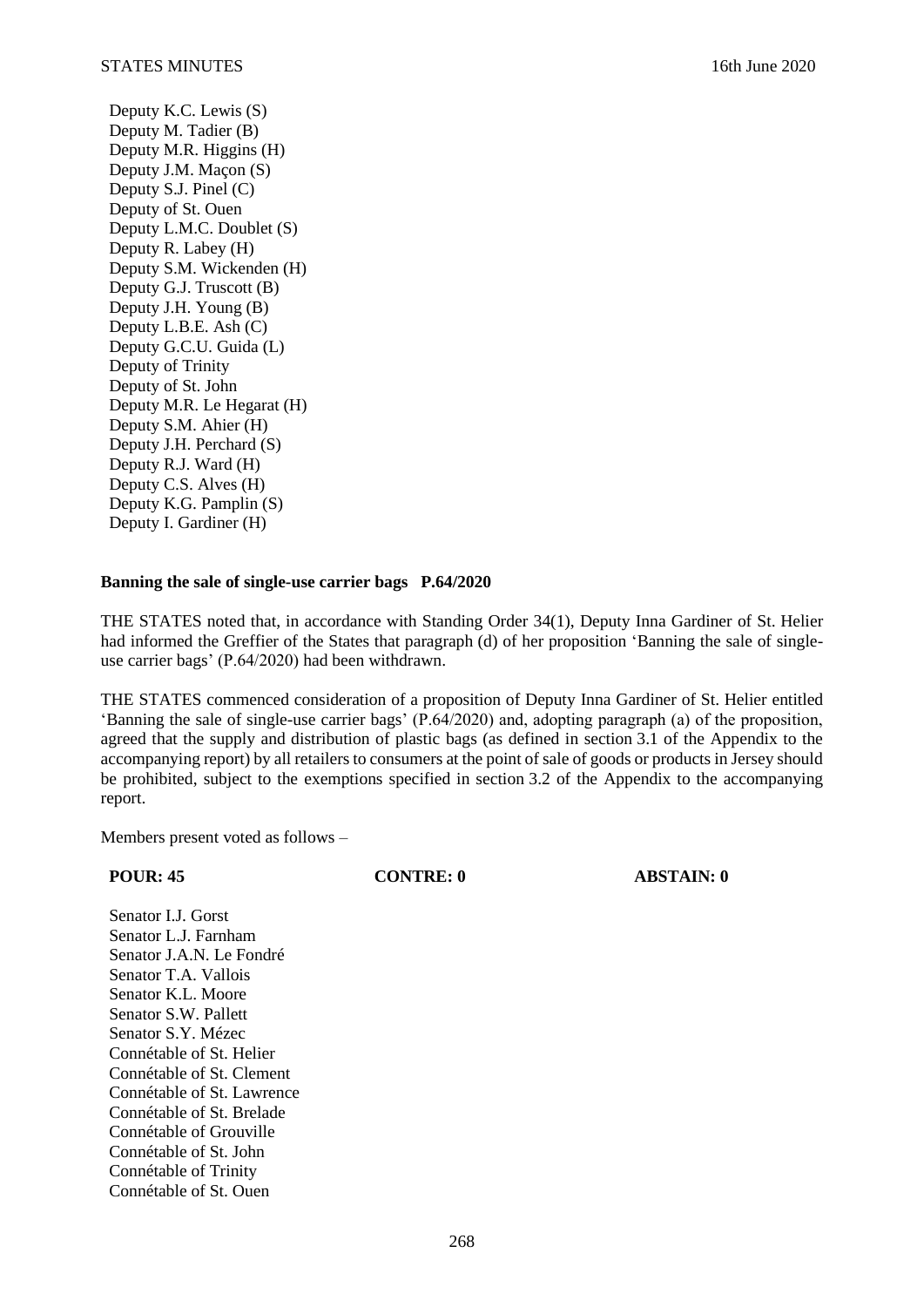Deputy K.C. Lewis (S)
Deputy M. Tadier (B)
Deputy M.R. Higgins (H)
Deputy J.M. Maçon (S)
Deputy S.J. Pinel (C)
Deputy of St. Ouen
Deputy L.M.C. Doublet (S)
Deputy R. Labey (H)
Deputy S.M. Wickenden (H)
Deputy G.J. Truscott (B)
Deputy J.H. Young (B)
Deputy L.B.E. Ash (C)
Deputy G.C.U. Guida (L)
Deputy of Trinity
Deputy of St. John
Deputy M.R. Le Hegarat (H)
Deputy S.M. Ahier (H)
Deputy J.H. Perchard (S)
Deputy R.J. Ward (H)
Deputy C.S. Alves (H)
Deputy K.G. Pamplin (S)
Deputy I. Gardiner (H)

**Banning the sale of single-use carrier bags P.64/2020**

THE STATES noted that, in accordance with Standing Order 34(1), Deputy Inna Gardiner of St. Helier had informed the Greffier of the States that paragraph (d) of her proposition 'Banning the sale of single-use carrier bags' (P.64/2020) had been withdrawn.

THE STATES commenced consideration of a proposition of Deputy Inna Gardiner of St. Helier entitled 'Banning the sale of single-use carrier bags' (P.64/2020) and, adopting paragraph (a) of the proposition, agreed that the supply and distribution of plastic bags (as defined in section 3.1 of the Appendix to the accompanying report) by all retailers to consumers at the point of sale of goods or products in Jersey should be prohibited, subject to the exemptions specified in section 3.2 of the Appendix to the accompanying report.

Members present voted as follows –

**POUR: 45** **CONTRE: 0** **ABSTAIN: 0**

Senator I.J. Gorst
Senator L.J. Farnham
Senator J.A.N. Le Fondré
Senator T.A. Vallois
Senator K.L. Moore
Senator S.W. Pallett
Senator S.Y. Mézec
Connétable of St. Helier
Connétable of St. Clement
Connétable of St. Lawrence
Connétable of St. Brelade
Connétable of Grouville
Connétable of St. John
Connétable of Trinity
Connétable of St. Ouen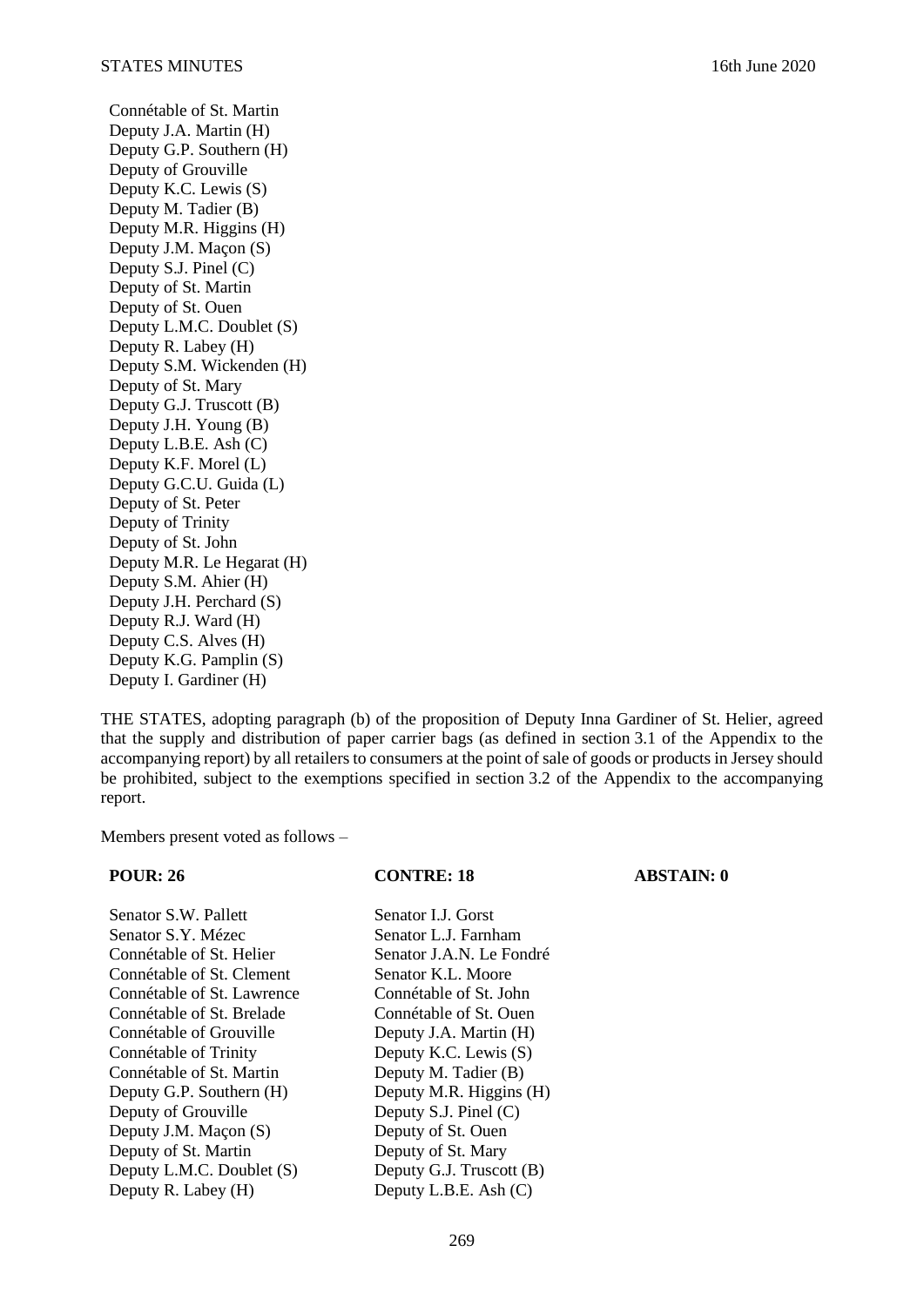Connétable of St. Martin
Deputy J.A. Martin (H)
Deputy G.P. Southern (H)
Deputy of Grouville
Deputy K.C. Lewis (S)
Deputy M. Tadier (B)
Deputy M.R. Higgins (H)
Deputy J.M. Maçon (S)
Deputy S.J. Pinel (C)
Deputy of St. Martin
Deputy of St. Ouen
Deputy L.M.C. Doublet (S)
Deputy R. Labey (H)
Deputy S.M. Wickenden (H)
Deputy of St. Mary
Deputy G.J. Truscott (B)
Deputy J.H. Young (B)
Deputy L.B.E. Ash (C)
Deputy K.F. Morel (L)
Deputy G.C.U. Guida (L)
Deputy of St. Peter
Deputy of Trinity
Deputy of St. John
Deputy M.R. Le Hegarat (H)
Deputy S.M. Ahier (H)
Deputy J.H. Perchard (S)
Deputy R.J. Ward (H)
Deputy C.S. Alves (H)
Deputy K.G. Pamplin (S)
Deputy I. Gardiner (H)

THE STATES, adopting paragraph (b) of the proposition of Deputy Inna Gardiner of St. Helier, agreed that the supply and distribution of paper carrier bags (as defined in section 3.1 of the Appendix to the accompanying report) by all retailers to consumers at the point of sale of goods or products in Jersey should be prohibited, subject to the exemptions specified in section 3.2 of the Appendix to the accompanying report.

Members present voted as follows –

| POUR: 26 | CONTRE: 18 | ABSTAIN: 0 |
|---|---|---|
| Senator S.W. Pallett | Senator I.J. Gorst | |
| Senator S.Y. Mézec | Senator L.J. Farnham | |
| Connétable of St. Helier | Senator J.A.N. Le Fondré | |
| Connétable of St. Clement | Senator K.L. Moore | |
| Connétable of St. Lawrence | Connétable of St. John | |
| Connétable of St. Brelade | Connétable of St. Ouen | |
| Connétable of Grouville | Deputy J.A. Martin (H) | |
| Connétable of Trinity | Deputy K.C. Lewis (S) | |
| Connétable of St. Martin | Deputy M. Tadier (B) | |
| Deputy G.P. Southern (H) | Deputy M.R. Higgins (H) | |
| Deputy of Grouville | Deputy S.J. Pinel (C) | |
| Deputy J.M. Maçon (S) | Deputy of St. Ouen | |
| Deputy of St. Martin | Deputy of St. Mary | |
| Deputy L.M.C. Doublet (S) | Deputy G.J. Truscott (B) | |
| Deputy R. Labey (H) | Deputy L.B.E. Ash (C) | |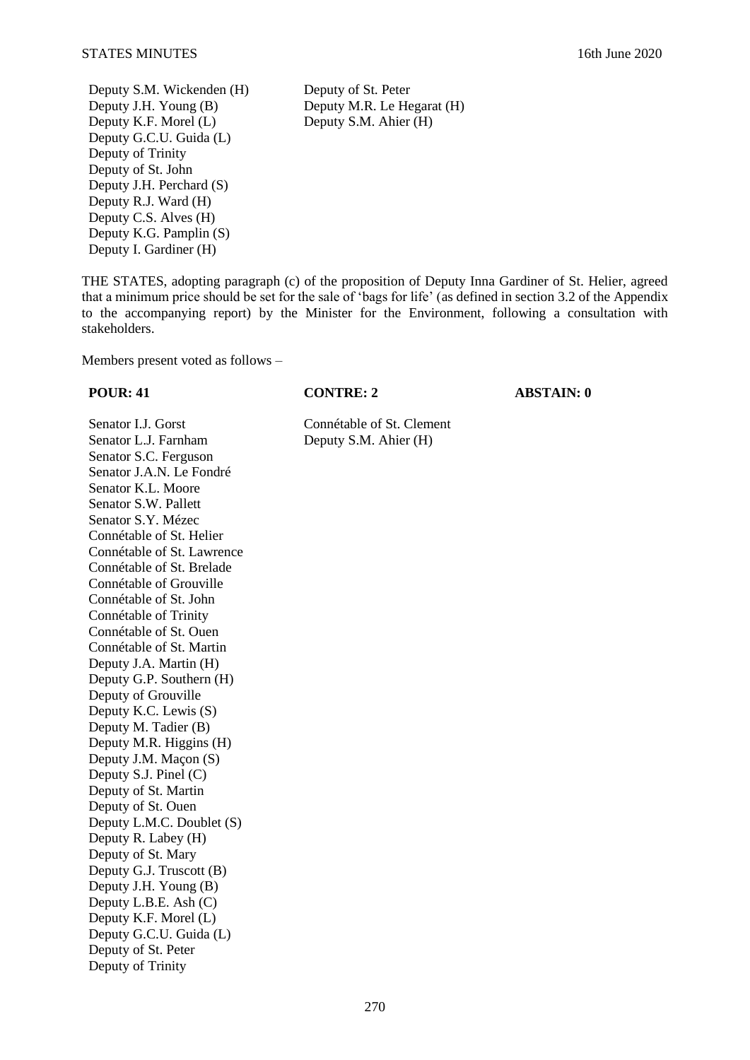| | |
|---|---|
| Deputy S.M. Wickenden (H) | Deputy of St. Peter |
| Deputy J.H. Young (B) | Deputy M.R. Le Hegarat (H) |
| Deputy K.F. Morel (L) | Deputy S.M. Ahier (H) |
| Deputy G.C.U. Guida (L) | |
| Deputy of Trinity | |
| Deputy of St. John | |
| Deputy J.H. Perchard (S) | |
| Deputy R.J. Ward (H) | |
| Deputy C.S. Alves (H) | |
| Deputy K.G. Pamplin (S) | |
| Deputy I. Gardiner (H) | |

THE STATES, adopting paragraph (c) of the proposition of Deputy Inna Gardiner of St. Helier, agreed that a minimum price should be set for the sale of 'bags for life' (as defined in section 3.2 of the Appendix to the accompanying report) by the Minister for the Environment, following a consultation with stakeholders.

Members present voted as follows –

| POUR: 41 | CONTRE: 2 | ABSTAIN: 0 |
|---|---|---|
| Senator I.J. Gorst | Connétable of St. Clement | |
| Senator L.J. Farnham | Deputy S.M. Ahier (H) | |
| Senator S.C. Ferguson | | |
| Senator J.A.N. Le Fondré | | |
| Senator K.L. Moore | | |
| Senator S.W. Pallett | | |
| Senator S.Y. Mézec | | |
| Connétable of St. Helier | | |
| Connétable of St. Lawrence | | |
| Connétable of St. Brelade | | |
| Connétable of Grouville | | |
| Connétable of St. John | | |
| Connétable of Trinity | | |
| Connétable of St. Ouen | | |
| Connétable of St. Martin | | |
| Deputy J.A. Martin (H) | | |
| Deputy G.P. Southern (H) | | |
| Deputy of Grouville | | |
| Deputy K.C. Lewis (S) | | |
| Deputy M. Tadier (B) | | |
| Deputy M.R. Higgins (H) | | |
| Deputy J.M. Maçon (S) | | |
| Deputy S.J. Pinel (C) | | |
| Deputy of St. Martin | | |
| Deputy of St. Ouen | | |
| Deputy L.M.C. Doublet (S) | | |
| Deputy R. Labey (H) | | |
| Deputy of St. Mary | | |
| Deputy G.J. Truscott (B) | | |
| Deputy J.H. Young (B) | | |
| Deputy L.B.E. Ash (C) | | |
| Deputy K.F. Morel (L) | | |
| Deputy G.C.U. Guida (L) | | |
| Deputy of St. Peter | | |
| Deputy of Trinity | | |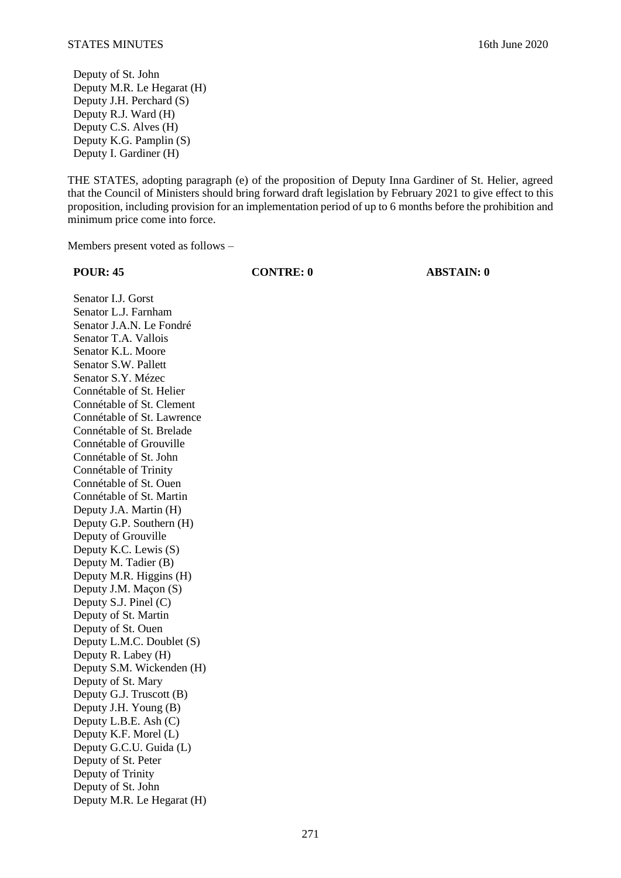Deputy of St. John
Deputy M.R. Le Hegarat (H)
Deputy J.H. Perchard (S)
Deputy R.J. Ward (H)
Deputy C.S. Alves (H)
Deputy K.G. Pamplin (S)
Deputy I. Gardiner (H)

THE STATES, adopting paragraph (e) of the proposition of Deputy Inna Gardiner of St. Helier, agreed that the Council of Ministers should bring forward draft legislation by February 2021 to give effect to this proposition, including provision for an implementation period of up to 6 months before the prohibition and minimum price come into force.

Members present voted as follows –

| **POUR: 45** | **CONTRE: 0** | **ABSTAIN: 0** |
|---|---|---|
| Senator I.J. Gorst | | |
| Senator L.J. Farnham | | |
| Senator J.A.N. Le Fondré | | |
| Senator T.A. Vallois | | |
| Senator K.L. Moore | | |
| Senator S.W. Pallett | | |
| Senator S.Y. Mézec | | |
| Connétable of St. Helier | | |
| Connétable of St. Clement | | |
| Connétable of St. Lawrence | | |
| Connétable of St. Brelade | | |
| Connétable of Grouville | | |
| Connétable of St. John | | |
| Connétable of Trinity | | |
| Connétable of St. Ouen | | |
| Connétable of St. Martin | | |
| Deputy J.A. Martin (H) | | |
| Deputy G.P. Southern (H) | | |
| Deputy of Grouville | | |
| Deputy K.C. Lewis (S) | | |
| Deputy M. Tadier (B) | | |
| Deputy M.R. Higgins (H) | | |
| Deputy J.M. Maçon (S) | | |
| Deputy S.J. Pinel (C) | | |
| Deputy of St. Martin | | |
| Deputy of St. Ouen | | |
| Deputy L.M.C. Doublet (S) | | |
| Deputy R. Labey (H) | | |
| Deputy S.M. Wickenden (H) | | |
| Deputy of St. Mary | | |
| Deputy G.J. Truscott (B) | | |
| Deputy J.H. Young (B) | | |
| Deputy L.B.E. Ash (C) | | |
| Deputy K.F. Morel (L) | | |
| Deputy G.C.U. Guida (L) | | |
| Deputy of St. Peter | | |
| Deputy of Trinity | | |
| Deputy of St. John | | |
| Deputy M.R. Le Hegarat (H) | | |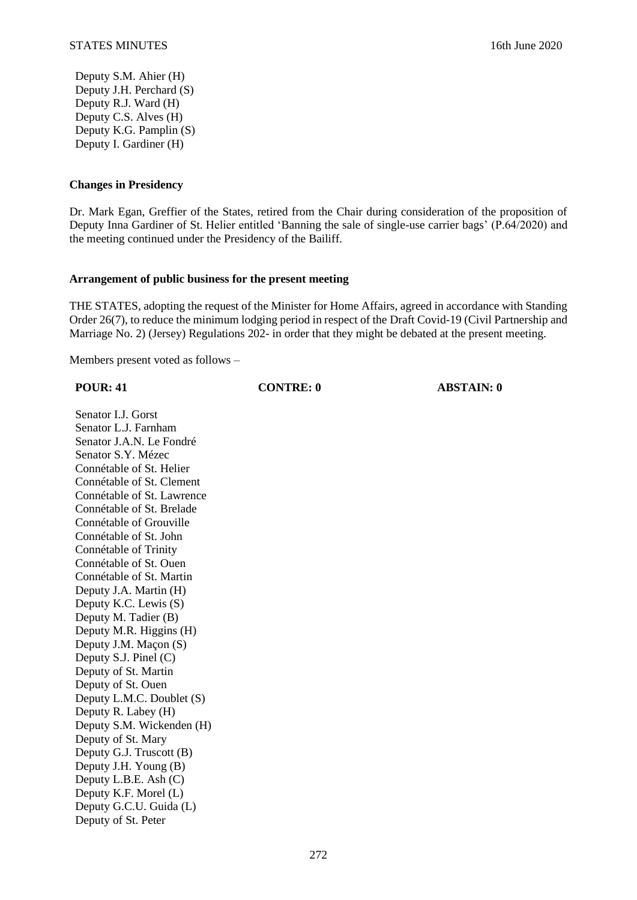Deputy S.M. Ahier (H)
Deputy J.H. Perchard (S)
Deputy R.J. Ward (H)
Deputy C.S. Alves (H)
Deputy K.G. Pamplin (S)
Deputy I. Gardiner (H)

**Changes in Presidency**

Dr. Mark Egan, Greffier of the States, retired from the Chair during consideration of the proposition of Deputy Inna Gardiner of St. Helier entitled 'Banning the sale of single-use carrier bags' (P.64/2020) and the meeting continued under the Presidency of the Bailiff.

**Arrangement of public business for the present meeting**

THE STATES, adopting the request of the Minister for Home Affairs, agreed in accordance with Standing Order 26(7), to reduce the minimum lodging period in respect of the Draft Covid-19 (Civil Partnership and Marriage No. 2) (Jersey) Regulations 202- in order that they might be debated at the present meeting.

Members present voted as follows –

| **POUR: 41** | **CONTRE: 0** | **ABSTAIN: 0** |
|---|---|---|

Senator I.J. Gorst
Senator L.J. Farnham
Senator J.A.N. Le Fondré
Senator S.Y. Mézec
Connétable of St. Helier
Connétable of St. Clement
Connétable of St. Lawrence
Connétable of St. Brelade
Connétable of Grouville
Connétable of St. John
Connétable of Trinity
Connétable of St. Ouen
Connétable of St. Martin
Deputy J.A. Martin (H)
Deputy K.C. Lewis (S)
Deputy M. Tadier (B)
Deputy M.R. Higgins (H)
Deputy J.M. Maçon (S)
Deputy S.J. Pinel (C)
Deputy of St. Martin
Deputy of St. Ouen
Deputy L.M.C. Doublet (S)
Deputy R. Labey (H)
Deputy S.M. Wickenden (H)
Deputy of St. Mary
Deputy G.J. Truscott (B)
Deputy J.H. Young (B)
Deputy L.B.E. Ash (C)
Deputy K.F. Morel (L)
Deputy G.C.U. Guida (L)
Deputy of St. Peter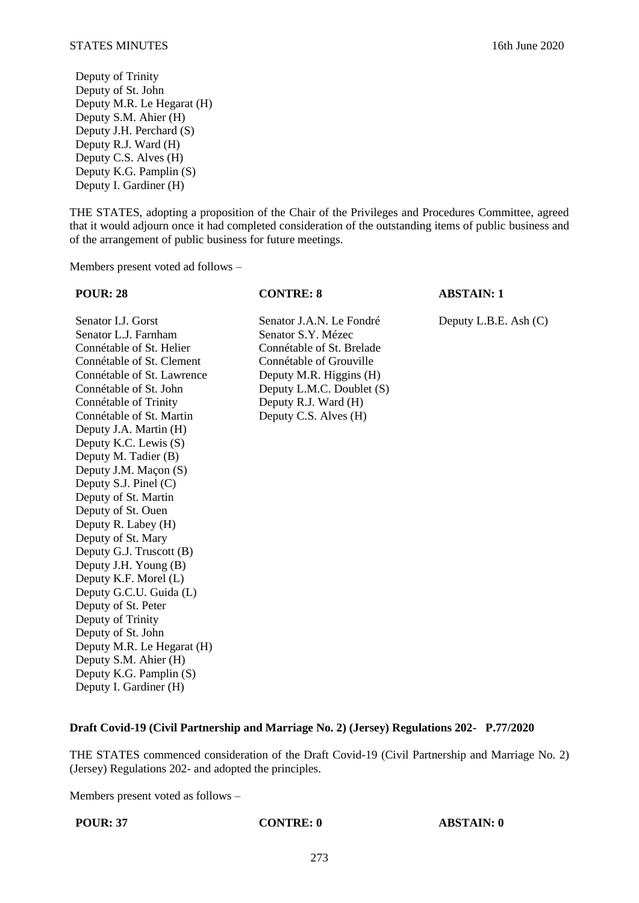Deputy of Trinity
Deputy of St. John
Deputy M.R. Le Hegarat (H)
Deputy S.M. Ahier (H)
Deputy J.H. Perchard (S)
Deputy R.J. Ward (H)
Deputy C.S. Alves (H)
Deputy K.G. Pamplin (S)
Deputy I. Gardiner (H)

THE STATES, adopting a proposition of the Chair of the Privileges and Procedures Committee, agreed that it would adjourn once it had completed consideration of the outstanding items of public business and of the arrangement of public business for future meetings.

Members present voted ad follows –

| POUR: 28 | CONTRE: 8 | ABSTAIN: 1 |
|---|---|---|
| Senator I.J. Gorst | Senator J.A.N. Le Fondré | Deputy L.B.E. Ash (C) |
| Senator L.J. Farnham | Senator S.Y. Mézec | |
| Connétable of St. Helier | Connétable of St. Brelade | |
| Connétable of St. Clement | Connétable of Grouville | |
| Connétable of St. Lawrence | Deputy M.R. Higgins (H) | |
| Connétable of St. John | Deputy L.M.C. Doublet (S) | |
| Connétable of Trinity | Deputy R.J. Ward (H) | |
| Connétable of St. Martin | Deputy C.S. Alves (H) | |
| Deputy J.A. Martin (H) | | |
| Deputy K.C. Lewis (S) | | |
| Deputy M. Tadier (B) | | |
| Deputy J.M. Maçon (S) | | |
| Deputy S.J. Pinel (C) | | |
| Deputy of St. Martin | | |
| Deputy of St. Ouen | | |
| Deputy R. Labey (H) | | |
| Deputy of St. Mary | | |
| Deputy G.J. Truscott (B) | | |
| Deputy J.H. Young (B) | | |
| Deputy K.F. Morel (L) | | |
| Deputy G.C.U. Guida (L) | | |
| Deputy of St. Peter | | |
| Deputy of Trinity | | |
| Deputy of St. John | | |
| Deputy M.R. Le Hegarat (H) | | |
| Deputy S.M. Ahier (H) | | |
| Deputy K.G. Pamplin (S) | | |
| Deputy I. Gardiner (H) | | |

**Draft Covid-19 (Civil Partnership and Marriage No. 2) (Jersey) Regulations 202- P.77/2020**

THE STATES commenced consideration of the Draft Covid-19 (Civil Partnership and Marriage No. 2) (Jersey) Regulations 202- and adopted the principles.

Members present voted as follows –

| POUR: 37 | CONTRE: 0 | ABSTAIN: 0 |
|---|---|---|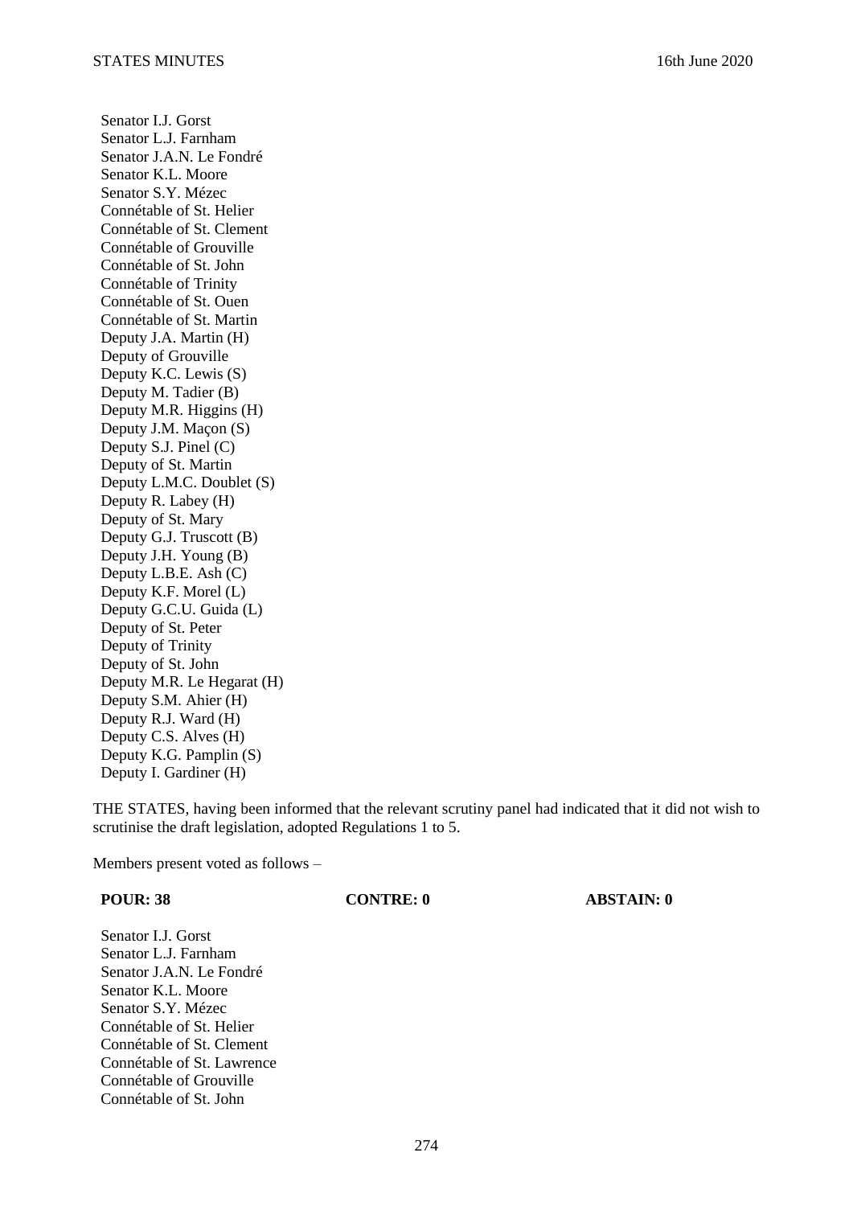Senator I.J. Gorst
Senator L.J. Farnham
Senator J.A.N. Le Fondré
Senator K.L. Moore
Senator S.Y. Mézec
Connétable of St. Helier
Connétable of St. Clement
Connétable of Grouville
Connétable of St. John
Connétable of Trinity
Connétable of St. Ouen
Connétable of St. Martin
Deputy J.A. Martin (H)
Deputy of Grouville
Deputy K.C. Lewis (S)
Deputy M. Tadier (B)
Deputy M.R. Higgins (H)
Deputy J.M. Maçon (S)
Deputy S.J. Pinel (C)
Deputy of St. Martin
Deputy L.M.C. Doublet (S)
Deputy R. Labey (H)
Deputy of St. Mary
Deputy G.J. Truscott (B)
Deputy J.H. Young (B)
Deputy L.B.E. Ash (C)
Deputy K.F. Morel (L)
Deputy G.C.U. Guida (L)
Deputy of St. Peter
Deputy of Trinity
Deputy of St. John
Deputy M.R. Le Hegarat (H)
Deputy S.M. Ahier (H)
Deputy R.J. Ward (H)
Deputy C.S. Alves (H)
Deputy K.G. Pamplin (S)
Deputy I. Gardiner (H)

THE STATES, having been informed that the relevant scrutiny panel had indicated that it did not wish to scrutinise the draft legislation, adopted Regulations 1 to 5.

Members present voted as follows –

| POUR: 38 | CONTRE: 0 | ABSTAIN: 0 |
|---|---|---|

Senator I.J. Gorst
Senator L.J. Farnham
Senator J.A.N. Le Fondré
Senator K.L. Moore
Senator S.Y. Mézec
Connétable of St. Helier
Connétable of St. Clement
Connétable of St. Lawrence
Connétable of Grouville
Connétable of St. John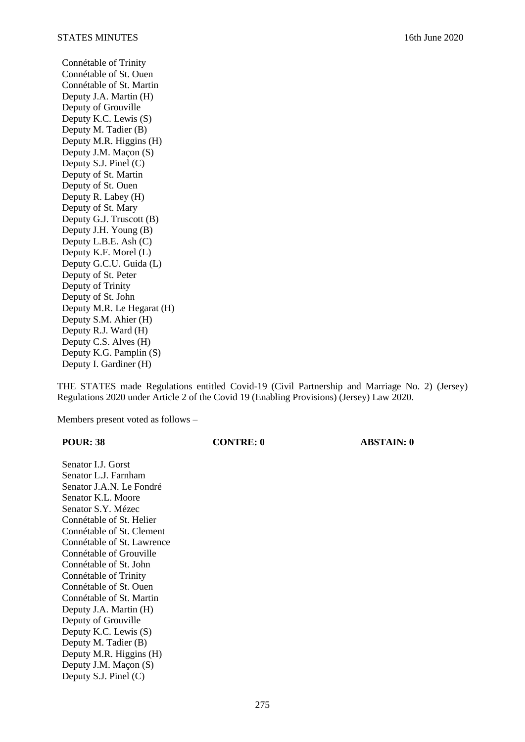Connétable of Trinity
Connétable of St. Ouen
Connétable of St. Martin
Deputy J.A. Martin (H)
Deputy of Grouville
Deputy K.C. Lewis (S)
Deputy M. Tadier (B)
Deputy M.R. Higgins (H)
Deputy J.M. Maçon (S)
Deputy S.J. Pinel (C)
Deputy of St. Martin
Deputy of St. Ouen
Deputy R. Labey (H)
Deputy of St. Mary
Deputy G.J. Truscott (B)
Deputy J.H. Young (B)
Deputy L.B.E. Ash (C)
Deputy K.F. Morel (L)
Deputy G.C.U. Guida (L)
Deputy of St. Peter
Deputy of Trinity
Deputy of St. John
Deputy M.R. Le Hegarat (H)
Deputy S.M. Ahier (H)
Deputy R.J. Ward (H)
Deputy C.S. Alves (H)
Deputy K.G. Pamplin (S)
Deputy I. Gardiner (H)

THE STATES made Regulations entitled Covid-19 (Civil Partnership and Marriage No. 2) (Jersey) Regulations 2020 under Article 2 of the Covid 19 (Enabling Provisions) (Jersey) Law 2020.

Members present voted as follows –

| **POUR: 38** | **CONTRE: 0** | **ABSTAIN: 0** |
|---|---|---|

Senator I.J. Gorst
Senator L.J. Farnham
Senator J.A.N. Le Fondré
Senator K.L. Moore
Senator S.Y. Mézec
Connétable of St. Helier
Connétable of St. Clement
Connétable of St. Lawrence
Connétable of Grouville
Connétable of St. John
Connétable of Trinity
Connétable of St. Ouen
Connétable of St. Martin
Deputy J.A. Martin (H)
Deputy of Grouville
Deputy K.C. Lewis (S)
Deputy M. Tadier (B)
Deputy M.R. Higgins (H)
Deputy J.M. Maçon (S)
Deputy S.J. Pinel (C)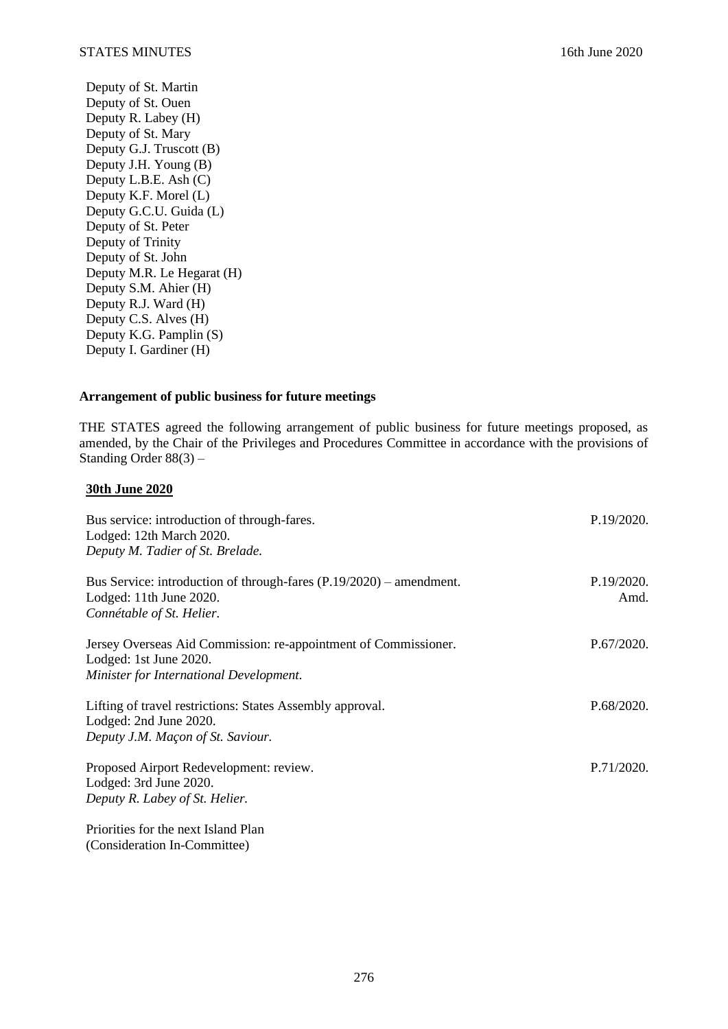Deputy of St. Martin
Deputy of St. Ouen
Deputy R. Labey (H)
Deputy of St. Mary
Deputy G.J. Truscott (B)
Deputy J.H. Young (B)
Deputy L.B.E. Ash (C)
Deputy K.F. Morel (L)
Deputy G.C.U. Guida (L)
Deputy of St. Peter
Deputy of Trinity
Deputy of St. John
Deputy M.R. Le Hegarat (H)
Deputy S.M. Ahier (H)
Deputy R.J. Ward (H)
Deputy C.S. Alves (H)
Deputy K.G. Pamplin (S)
Deputy I. Gardiner (H)

**Arrangement of public business for future meetings**

THE STATES agreed the following arrangement of public business for future meetings proposed, as amended, by the Chair of the Privileges and Procedures Committee in accordance with the provisions of Standing Order 88(3) –

**30th June 2020**

| | |
|---|---|
| Bus service: introduction of through-fares.<br>Lodged: 12th March 2020.<br>*Deputy M. Tadier of St. Brelade.* | P.19/2020. |
| Bus Service: introduction of through-fares (P.19/2020) – amendment.<br>Lodged: 11th June 2020.<br>*Connétable of St. Helier.* | P.19/2020. Amd. |
| Jersey Overseas Aid Commission: re-appointment of Commissioner.<br>Lodged: 1st June 2020.<br>*Minister for International Development.* | P.67/2020. |
| Lifting of travel restrictions: States Assembly approval.<br>Lodged: 2nd June 2020.<br>*Deputy J.M. Maçon of St. Saviour.* | P.68/2020. |
| Proposed Airport Redevelopment: review.<br>Lodged: 3rd June 2020.<br>*Deputy R. Labey of St. Helier.* | P.71/2020. |
| Priorities for the next Island Plan<br>(Consideration In-Committee) | |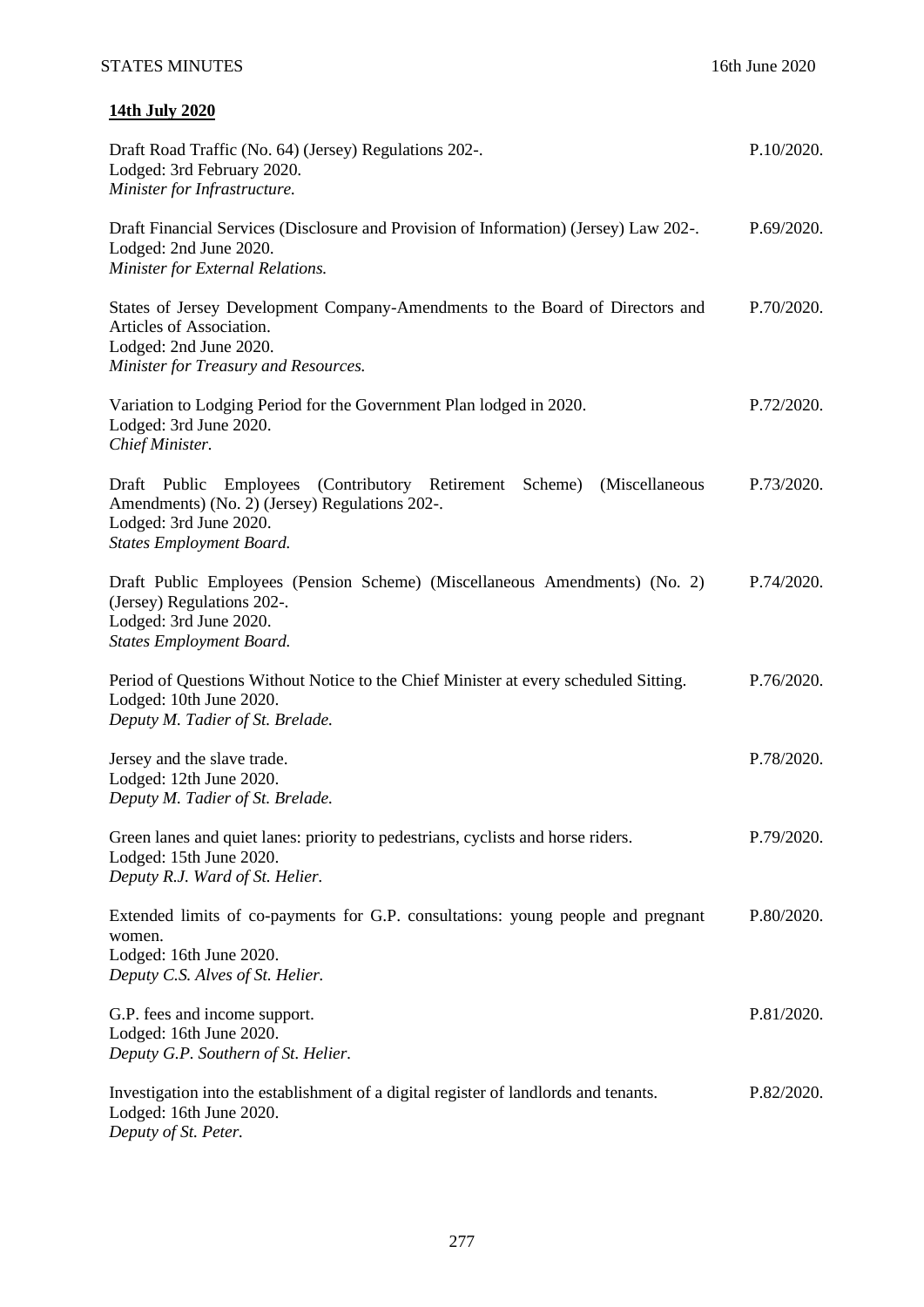**14th July 2020**

Draft Road Traffic (No. 64) (Jersey) Regulations 202-. P.10/2020.
Lodged: 3rd February 2020.
*Minister for Infrastructure.*

Draft Financial Services (Disclosure and Provision of Information) (Jersey) Law 202-. P.69/2020.
Lodged: 2nd June 2020.
*Minister for External Relations.*

States of Jersey Development Company-Amendments to the Board of Directors and Articles of Association. P.70/2020.
Lodged: 2nd June 2020.
*Minister for Treasury and Resources.*

Variation to Lodging Period for the Government Plan lodged in 2020. P.72/2020.
Lodged: 3rd June 2020.
*Chief Minister.*

Draft Public Employees (Contributory Retirement Scheme) (Miscellaneous Amendments) (No. 2) (Jersey) Regulations 202-. P.73/2020.
Lodged: 3rd June 2020.
*States Employment Board.*

Draft Public Employees (Pension Scheme) (Miscellaneous Amendments) (No. 2) (Jersey) Regulations 202-. P.74/2020.
Lodged: 3rd June 2020.
*States Employment Board.*

Period of Questions Without Notice to the Chief Minister at every scheduled Sitting. P.76/2020.
Lodged: 10th June 2020.
*Deputy M. Tadier of St. Brelade.*

Jersey and the slave trade. P.78/2020.
Lodged: 12th June 2020.
*Deputy M. Tadier of St. Brelade.*

Green lanes and quiet lanes: priority to pedestrians, cyclists and horse riders. P.79/2020.
Lodged: 15th June 2020.
*Deputy R.J. Ward of St. Helier.*

Extended limits of co-payments for G.P. consultations: young people and pregnant women. P.80/2020.
Lodged: 16th June 2020.
*Deputy C.S. Alves of St. Helier.*

G.P. fees and income support. P.81/2020.
Lodged: 16th June 2020.
*Deputy G.P. Southern of St. Helier.*

Investigation into the establishment of a digital register of landlords and tenants. P.82/2020.
Lodged: 16th June 2020.
*Deputy of St. Peter.*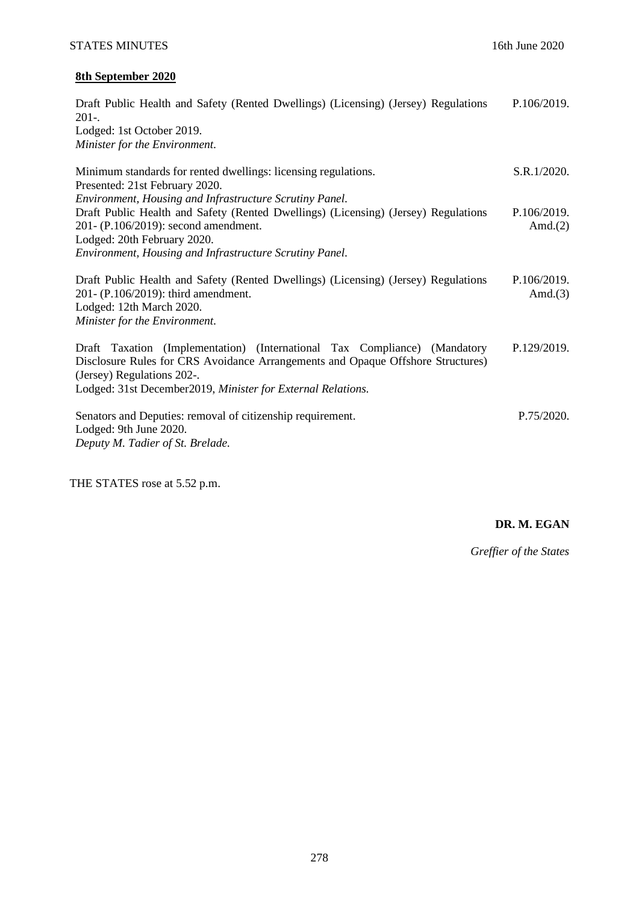**8th September 2020**

| | |
|---|---|
| Draft Public Health and Safety (Rented Dwellings) (Licensing) (Jersey) Regulations 201-.<br>Lodged: 1st October 2019.<br>*Minister for the Environment.* | P.106/2019. |
| Minimum standards for rented dwellings: licensing regulations.<br>Presented: 21st February 2020.<br>*Environment, Housing and Infrastructure Scrutiny Panel.* | S.R.1/2020. |
| Draft Public Health and Safety (Rented Dwellings) (Licensing) (Jersey) Regulations 201- (P.106/2019): second amendment.<br>Lodged: 20th February 2020.<br>*Environment, Housing and Infrastructure Scrutiny Panel.* | P.106/2019. Amd.(2) |
| Draft Public Health and Safety (Rented Dwellings) (Licensing) (Jersey) Regulations 201- (P.106/2019): third amendment.<br>Lodged: 12th March 2020.<br>*Minister for the Environment.* | P.106/2019. Amd.(3) |
| Draft Taxation (Implementation) (International Tax Compliance) (Mandatory Disclosure Rules for CRS Avoidance Arrangements and Opaque Offshore Structures) (Jersey) Regulations 202-.<br>Lodged: 31st December2019, *Minister for External Relations.* | P.129/2019. |
| Senators and Deputies: removal of citizenship requirement.<br>Lodged: 9th June 2020.<br>*Deputy M. Tadier of St. Brelade.* | P.75/2020. |

THE STATES rose at 5.52 p.m.

**DR. M. EGAN**

*Greffier of the States*